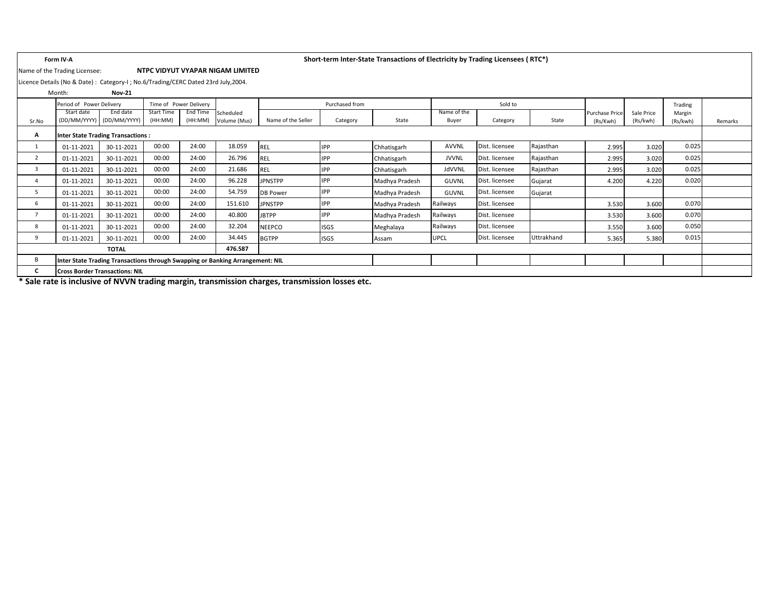**Form IV-A**

**Short-term Inter-State Transactions of Electricity by Trading Licensees ( RTC*)**

Name of the Trading Licensee: **NTPC VIDYUT VYAPAR NIGAM LIMITED**

Licence Details (No & Date) : Category-I ; No.6/Trading/CERC Dated 23rd July,2004.

Month: **Nov-21**

| Sr.No | Period of Power Delivery | | Time of Power Delivery | | Scheduled Volume (Mus) | Purchased from | | | Sold to | | | Purchase Price (Rs/Kwh) | Sale Price (Rs/kwh) | Trading Margin (Rs/kwh) | Remarks |
|---|---|---|---|---|---|---|---|---|---|---|---|---|---|---|---|
| | Start date (DD/MM/YYYY) | End date (DD/MM/YYYY) | Start Time (HH:MM) | End Time (HH:MM) | | Name of the Seller | Category | State | Name of the Buyer | Category | State | | | | |
| **A** | **Inter State Trading Transactions :** | | | | | | | | | | | | | | |
| 1 | 01-11-2021 | 30-11-2021 | 00:00 | 24:00 | 18.059 | REL | IPP | Chhatisgarh | AVVNL | Dist. licensee | Rajasthan | 2.995 | 3.020 | 0.025 | |
| 2 | 01-11-2021 | 30-11-2021 | 00:00 | 24:00 | 26.796 | REL | IPP | Chhatisgarh | JVVNL | Dist. licensee | Rajasthan | 2.995 | 3.020 | 0.025 | |
| 3 | 01-11-2021 | 30-11-2021 | 00:00 | 24:00 | 21.686 | REL | IPP | Chhatisgarh | JdVVNL | Dist. licensee | Rajasthan | 2.995 | 3.020 | 0.025 | |
| 4 | 01-11-2021 | 30-11-2021 | 00:00 | 24:00 | 96.228 | JPNSTPP | IPP | Madhya Pradesh | GUVNL | Dist. licensee | Gujarat | 4.200 | 4.220 | 0.020 | |
| 5 | 01-11-2021 | 30-11-2021 | 00:00 | 24:00 | 54.759 | DB Power | IPP | Madhya Pradesh | GUVNL | Dist. licensee | Gujarat | | | | |
| 6 | 01-11-2021 | 30-11-2021 | 00:00 | 24:00 | 151.610 | JPNSTPP | IPP | Madhya Pradesh | Railways | Dist. licensee | | 3.530 | 3.600 | 0.070 | |
| 7 | 01-11-2021 | 30-11-2021 | 00:00 | 24:00 | 40.800 | JBTPP | IPP | Madhya Pradesh | Railways | Dist. licensee | | 3.530 | 3.600 | 0.070 | |
| 8 | 01-11-2021 | 30-11-2021 | 00:00 | 24:00 | 32.204 | NEEPCO | ISGS | Meghalaya | Railways | Dist. licensee | | 3.550 | 3.600 | 0.050 | |
| 9 | 01-11-2021 | 30-11-2021 | 00:00 | 24:00 | 34.445 | BGTPP | ISGS | Assam | UPCL | Dist. licensee | Uttrakhand | 5.365 | 5.380 | 0.015 | |
| | **TOTAL** | | | | **476.587** | | | | | | | | | | |
| B | **Inter State Trading Transactions through Swapping or Banking Arrangement: NIL** | | | | | | | | | | | | | | |
| **C** | **Cross Border Transactions: NIL** | | | | | | | | | | | | | | |

**\* Sale rate is inclusive of NVVN trading margin, transmission charges, transmission losses etc.**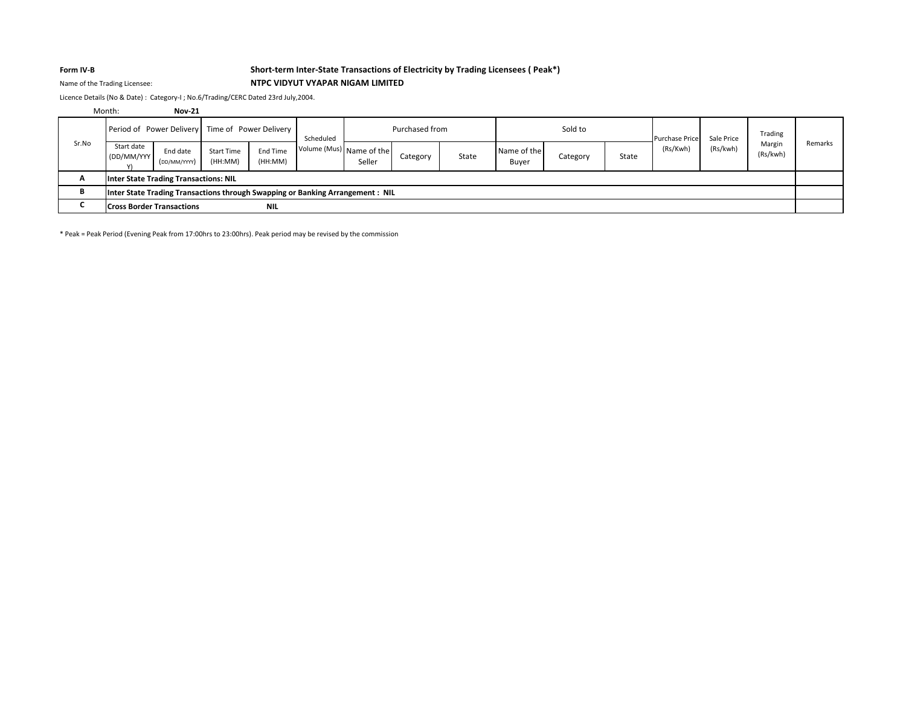**Form IV-B** **Short-term Inter-State Transactions of Electricity by Trading Licensees ( Peak*)**

Name of the Trading Licensee: **NTPC VIDYUT VYAPAR NIGAM LIMITED**

Licence Details (No & Date) : Category-I ; No.6/Trading/CERC Dated 23rd July,2004.

Month: **Nov-21**

| Sr.No | Period of Power Delivery | | Time of Power Delivery | | Scheduled Volume (Mus) | Purchased from | | | Sold to | | | Purchase Price (Rs/Kwh) | Sale Price (Rs/kwh) | Trading Margin (Rs/kwh) | Remarks |
|---|---|---|---|---|---|---|---|---|---|---|---|---|---|---|---|
| | Start date (DD/MM/YYYY) | End date (DD/MM/YYYY) | Start Time (HH:MM) | End Time (HH:MM) | | Name of the Seller | Category | State | Name of the Buyer | Category | State | | | | |
| **A** | **Inter State Trading Transactions: NIL** | | | | | | | | | | | | | | |
| **B** | **Inter State Trading Transactions through Swapping or Banking Arrangement : NIL** | | | | | | | | | | | | | | |
| **C** | **Cross Border Transactions NIL** | | | | | | | | | | | | | | |

* Peak = Peak Period (Evening Peak from 17:00hrs to 23:00hrs). Peak period may be revised by the commission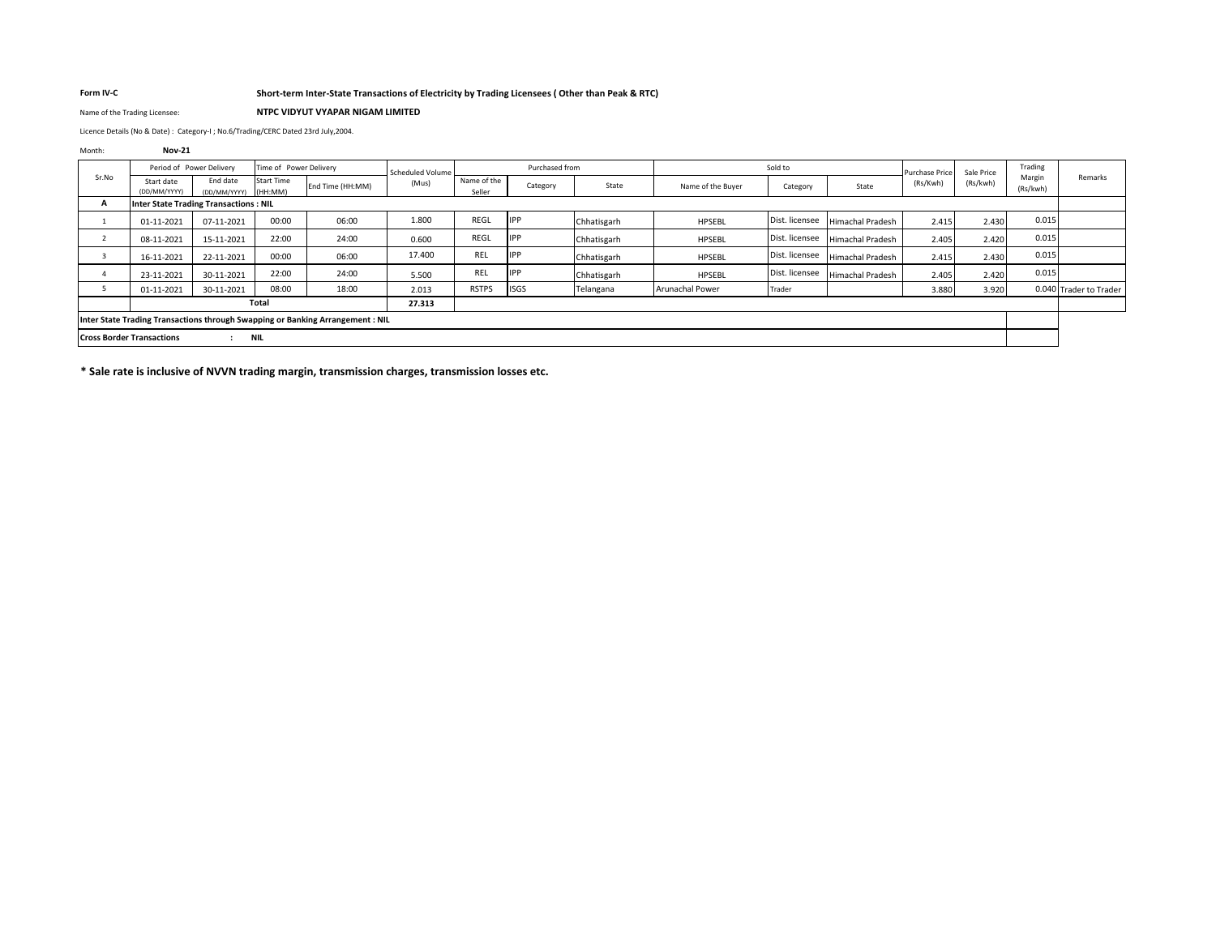**Form IV-C** **Short-term Inter-State Transactions of Electricity by Trading Licensees ( Other than Peak & RTC)**

Name of the Trading Licensee: **NTPC VIDYUT VYAPAR NIGAM LIMITED**

Licence Details (No & Date) : Category-I ; No.6/Trading/CERC Dated 23rd July,2004.

Month: **Nov-21**

| Sr.No | Period of Power Delivery | | Time of Power Delivery | | Scheduled Volume (Mus) | Purchased from | | | Sold to | | | Purchase Price (Rs/Kwh) | Sale Price (Rs/kwh) | Trading Margin (Rs/kwh) | Remarks |
|---|---|---|---|---|---|---|---|---|---|---|---|---|---|---|---|
| | Start date (DD/MM/YYYY) | End date (DD/MM/YYYY) | Start Time (HH:MM) | End Time (HH:MM) | | Name of the Seller | Category | State | Name of the Buyer | Category | State | | | | |
| **A** | **Inter State Trading Transactions : NIL** | | | | | | | | | | | | | | |
| 1 | 01-11-2021 | 07-11-2021 | 00:00 | 06:00 | 1.800 | REGL | IPP | Chhatisgarh | HPSEBL | Dist. licensee | Himachal Pradesh | 2.415 | 2.430 | 0.015 | |
| 2 | 08-11-2021 | 15-11-2021 | 22:00 | 24:00 | 0.600 | REGL | IPP | Chhatisgarh | HPSEBL | Dist. licensee | Himachal Pradesh | 2.405 | 2.420 | 0.015 | |
| 3 | 16-11-2021 | 22-11-2021 | 00:00 | 06:00 | 17.400 | REL | IPP | Chhatisgarh | HPSEBL | Dist. licensee | Himachal Pradesh | 2.415 | 2.430 | 0.015 | |
| 4 | 23-11-2021 | 30-11-2021 | 22:00 | 24:00 | 5.500 | REL | IPP | Chhatisgarh | HPSEBL | Dist. licensee | Himachal Pradesh | 2.405 | 2.420 | 0.015 | |
| 5 | 01-11-2021 | 30-11-2021 | 08:00 | 18:00 | 2.013 | RSTPS | ISGS | Telangana | Arunachal Power | Trader | | 3.880 | 3.920 | 0.040 | Trader to Trader |
| | **Total** | | | | **27.313** | | | | | | | | | | |
| **Inter State Trading Transactions through Swapping or Banking Arrangement : NIL** | | | | | | | | | | | | | | | |
| **Cross Border Transactions : NIL** | | | | | | | | | | | | | | | |

**\* Sale rate is inclusive of NVVN trading margin, transmission charges, transmission losses etc.**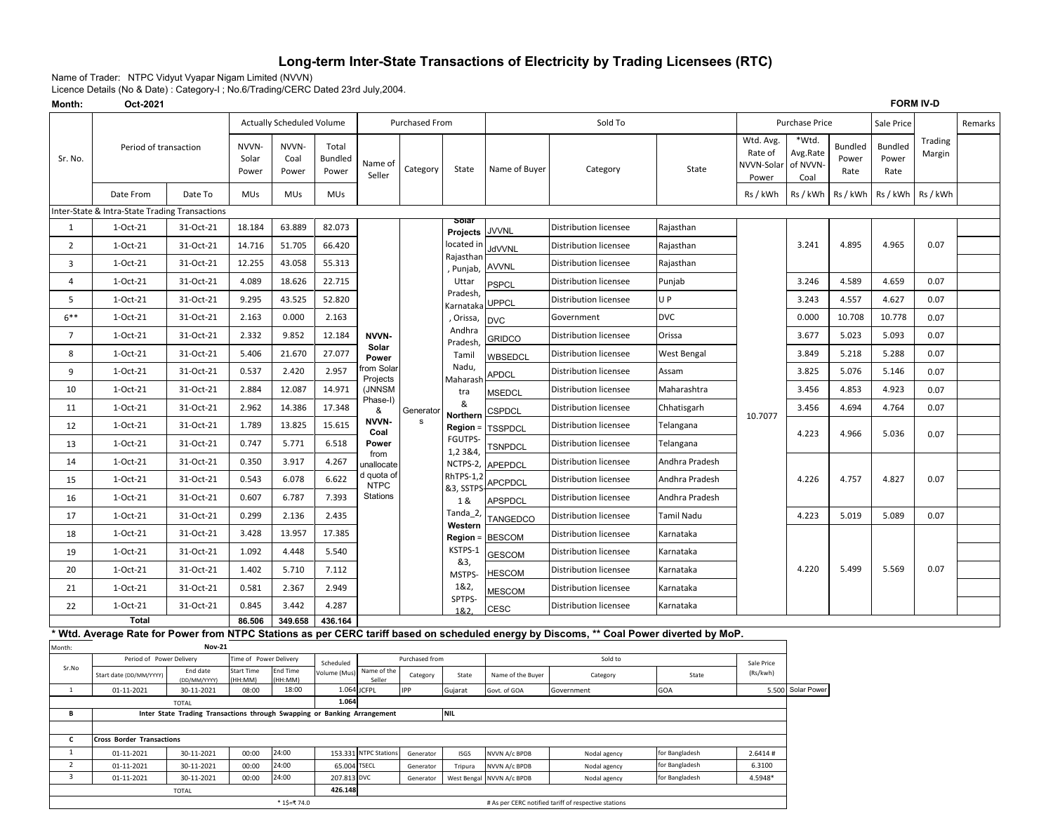# Long-term Inter-State Transactions of Electricity by Trading Licensees (RTC)

Name of Trader: NTPC Vidyut Vyapar Nigam Limited (NVVN)

Licence Details (No & Date) : Category-I ; No.6/Trading/CERC Dated 23rd July,2004.

**Month: Oct-2021** **FORM IV-D**

| Sr. No. | Period of transaction | | Actually Scheduled Volume | | | Purchased From | | | Sold To | | | Purchase Price | | | Sale Price | | Remarks |
|---|---|---|---|---|---|---|---|---|---|---|---|---|---|---|---|---|---|
| | | | NVVN-Solar Power | NVVN-Coal Power | Total Bundled Power | Name of Seller | Category | State | Name of Buyer | Category | State | Wtd. Avg. Rate of NVVN-Solar Power | *Wtd. Avg.Rate of NVVN-Coal | Bundled Power Rate | Bundled Power Rate | Trading Margin | |
| | Date From | Date To | MUs | MUs | MUs | | | | | | | Rs / kWh | Rs / kWh | Rs / kWh | Rs / kWh | Rs / kWh | |
| Inter-State & Intra-State Trading Transactions | | | | | | | | | | | | | | | | | |
| 1 | 1-Oct-21 | 31-Oct-21 | 18.184 | 63.889 | 82.073 | NVVN-Solar Power from Solar Projects (JNNSM Phase-I) & NVVN-Coal Power from unallocated quota of NTPC Stations | Generators | Solar Projects located in Rajasthan, Punjab, Uttar Pradesh, Karnataka, Orissa, Andhra Pradesh, Tamil Nadu, Maharashtra & **Northern Region** = FGUTPS-1,2 3&4, NCTPS-2, RhTPS-1,2 &3, SSTPS 1 & Tanda_2, **Western Region** = KSTPS-1 &3, MSTPS-1&2, SPTPS-1&2, | JVVNL | Distribution licensee | Rajasthan | 10.7077 | 3.241 | 4.895 | 4.965 | 0.07 | |
| 2 | 1-Oct-21 | 31-Oct-21 | 14.716 | 51.705 | 66.420 | | | | JdVVNL | Distribution licensee | Rajasthan | | | | | | |
| 3 | 1-Oct-21 | 31-Oct-21 | 12.255 | 43.058 | 55.313 | | | | AVVNL | Distribution licensee | Rajasthan | | | | | | |
| 4 | 1-Oct-21 | 31-Oct-21 | 4.089 | 18.626 | 22.715 | | | | PSPCL | Distribution licensee | Punjab | | 3.246 | 4.589 | 4.659 | 0.07 | |
| 5 | 1-Oct-21 | 31-Oct-21 | 9.295 | 43.525 | 52.820 | | | | UPPCL | Distribution licensee | U P | | 3.243 | 4.557 | 4.627 | 0.07 | |
| 6** | 1-Oct-21 | 31-Oct-21 | 2.163 | 0.000 | 2.163 | | | | DVC | Government | DVC | | 0.000 | 10.708 | 10.778 | 0.07 | |
| 7 | 1-Oct-21 | 31-Oct-21 | 2.332 | 9.852 | 12.184 | | | | GRIDCO | Distribution licensee | Orissa | | 3.677 | 5.023 | 5.093 | 0.07 | |
| 8 | 1-Oct-21 | 31-Oct-21 | 5.406 | 21.670 | 27.077 | | | | WBSEDCL | Distribution licensee | West Bengal | | 3.849 | 5.218 | 5.288 | 0.07 | |
| 9 | 1-Oct-21 | 31-Oct-21 | 0.537 | 2.420 | 2.957 | | | | APDCL | Distribution licensee | Assam | | 3.825 | 5.076 | 5.146 | 0.07 | |
| 10 | 1-Oct-21 | 31-Oct-21 | 2.884 | 12.087 | 14.971 | | | | MSEDCL | Distribution licensee | Maharashtra | | 3.456 | 4.853 | 4.923 | 0.07 | |
| 11 | 1-Oct-21 | 31-Oct-21 | 2.962 | 14.386 | 17.348 | | | | CSPDCL | Distribution licensee | Chhatisgarh | | 3.456 | 4.694 | 4.764 | 0.07 | |
| 12 | 1-Oct-21 | 31-Oct-21 | 1.789 | 13.825 | 15.615 | | | | TSSPDCL | Distribution licensee | Telangana | | 4.223 | 4.966 | 5.036 | 0.07 | |
| 13 | 1-Oct-21 | 31-Oct-21 | 0.747 | 5.771 | 6.518 | | | | TSNPDCL | Distribution licensee | Telangana | | | | | | |
| 14 | 1-Oct-21 | 31-Oct-21 | 0.350 | 3.917 | 4.267 | | | | APEPDCL | Distribution licensee | Andhra Pradesh | | 4.226 | 4.757 | 4.827 | 0.07 | |
| 15 | 1-Oct-21 | 31-Oct-21 | 0.543 | 6.078 | 6.622 | | | | APCPDCL | Distribution licensee | Andhra Pradesh | | | | | | |
| 16 | 1-Oct-21 | 31-Oct-21 | 0.607 | 6.787 | 7.393 | | | | APSPDCL | Distribution licensee | Andhra Pradesh | | | | | | |
| 17 | 1-Oct-21 | 31-Oct-21 | 0.299 | 2.136 | 2.435 | | | | TANGEDCO | Distribution licensee | Tamil Nadu | | 4.223 | 5.019 | 5.089 | 0.07 | |
| 18 | 1-Oct-21 | 31-Oct-21 | 3.428 | 13.957 | 17.385 | | | | BESCOM | Distribution licensee | Karnataka | | 4.220 | 5.499 | 5.569 | 0.07 | |
| 19 | 1-Oct-21 | 31-Oct-21 | 1.092 | 4.448 | 5.540 | | | | GESCOM | Distribution licensee | Karnataka | | | | | | |
| 20 | 1-Oct-21 | 31-Oct-21 | 1.402 | 5.710 | 7.112 | | | | HESCOM | Distribution licensee | Karnataka | | | | | | |
| 21 | 1-Oct-21 | 31-Oct-21 | 0.581 | 2.367 | 2.949 | | | | MESCOM | Distribution licensee | Karnataka | | | | | | |
| 22 | 1-Oct-21 | 31-Oct-21 | 0.845 | 3.442 | 4.287 | | | | CESC | Distribution licensee | Karnataka | | | | | | |
| Total | | | 86.506 | 349.658 | 436.164 | | | | | | | | | | | | |

**\* Wtd. Average Rate for Power from NTPC Stations as per CERC tariff based on scheduled energy by Discoms, \*\* Coal Power diverted by MoP.**

Month: **Nov-21**

| Sr.No | Period of Power Delivery | | Time of Power Delivery | | Scheduled Volume (Mus) | Purchased from | | | Sold to | | | Sale Price (Rs/kwh) | |
|---|---|---|---|---|---|---|---|---|---|---|---|---|---|
| | Start date (DD/MM/YYYY) | End date (DD/MM/YYYY) | Start Time (HH:MM) | End Time (HH:MM) | | Name of the Seller | Category | State | Name of the Buyer | Category | State | | |
| 1 | 01-11-2021 | 30-11-2021 | 08:00 | 18:00 | 1.064 | JCFPL | IPP | Gujarat | Govt. of GOA | Government | GOA | 5.500 | Solar Power |
| | TOTAL | | | | 1.064 | | | | | | | | |
| B | Inter State Trading Transactions through Swapping or Banking Arrangement | | | | | | | NIL | | | | | |
| | | | | | | | | | | | | | |
| C | Cross Border Transactions | | | | | | | | | | | | |
| 1 | 01-11-2021 | 30-11-2021 | 00:00 | 24:00 | 153.331 | NTPC Stations | Generator | ISGS | NVVN A/c BPDB | Nodal agency | for Bangladesh | 2.6414 # | |
| 2 | 01-11-2021 | 30-11-2021 | 00:00 | 24:00 | 65.004 | TSECL | Generator | Tripura | NVVN A/c BPDB | Nodal agency | for Bangladesh | 6.3100 | |
| 3 | 01-11-2021 | 30-11-2021 | 00:00 | 24:00 | 207.813 | DVC | Generator | West Bengal | NVVN A/c BPDB | Nodal agency | for Bangladesh | 4.5948* | |
| | TOTAL | | | | 426.148 | | | | | | | | |
| | | | * 1$=₹ 74.0 | | | | | | # As per CERC notified tariff of respective stations | | | | |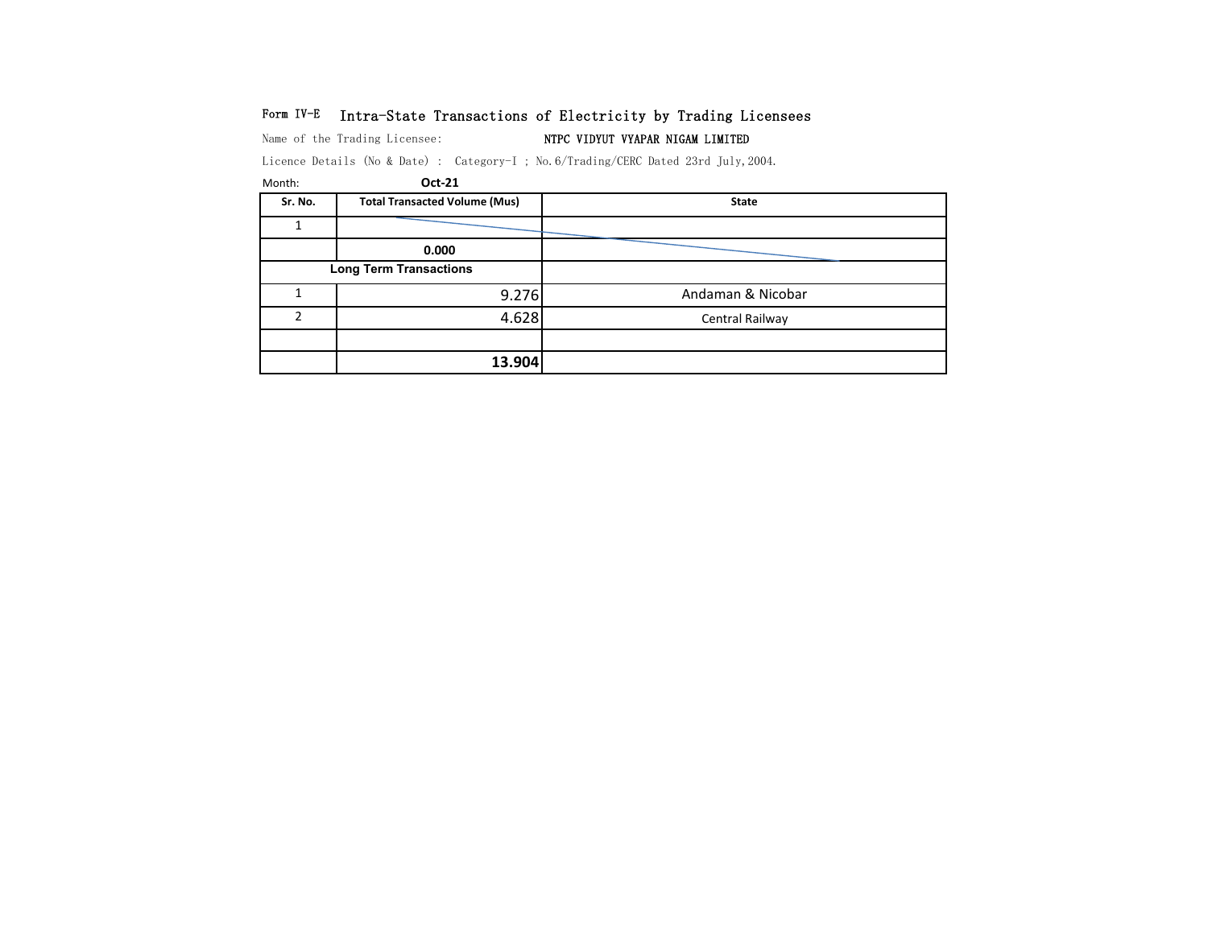Form IV-E Intra-State Transactions of Electricity by Trading Licensees

Name of the Trading Licensee: NTPC VIDYUT VYAPAR NIGAM LIMITED

Licence Details (No & Date) : Category-I ; No.6/Trading/CERC Dated 23rd July,2004.

Month: **Oct-21**

| Sr. No. | Total Transacted Volume (Mus) | State |
|---|---|---|
| 1 | | |
| | **0.000** | |
| **Long Term Transactions** | | |
| 1 | 9.276 | Andaman & Nicobar |
| 2 | 4.628 | Central Railway |
| | | |
| | **13.904** | |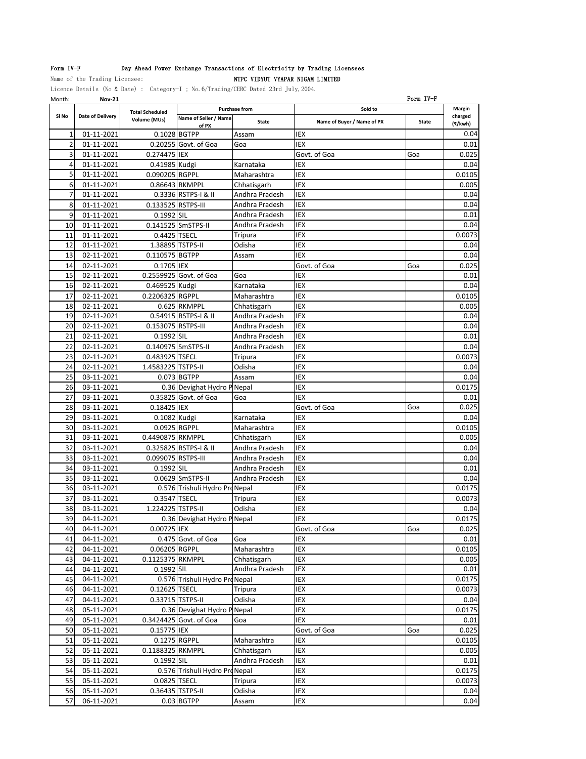Form IV-F Day Ahead Power Exchange Transactions of Electricity by Trading Licensees

Name of the Trading Licensee: NTPC VIDYUT VYAPAR NIGAM LIMITED

Licence Details (No & Date) : Category-I ; No.6/Trading/CERC Dated 23rd July,2004.

Month: **Nov-21** Form IV-F

| Sl No | Date of Delivery | Total Scheduled Volume (MUs) | Purchase from | | Sold to | | Margin charged (₹/kwh) |
|---|---|---|---|---|---|---|---|
| | | | Name of Seller / Name of PX | State | Name of Buyer / Name of PX | State | |
| 1 | 01-11-2021 | 0.1028 | BGTPP | Assam | IEX | | 0.04 |
| 2 | 01-11-2021 | 0.20255 | Govt. of Goa | Goa | IEX | | 0.01 |
| 3 | 01-11-2021 | 0.274475 | IEX | | Govt. of Goa | Goa | 0.025 |
| 4 | 01-11-2021 | 0.41985 | Kudgi | Karnataka | IEX | | 0.04 |
| 5 | 01-11-2021 | 0.090205 | RGPPL | Maharashtra | IEX | | 0.0105 |
| 6 | 01-11-2021 | 0.86643 | RKMPPL | Chhatisgarh | IEX | | 0.005 |
| 7 | 01-11-2021 | 0.3336 | RSTPS-I & II | Andhra Pradesh | IEX | | 0.04 |
| 8 | 01-11-2021 | 0.133525 | RSTPS-III | Andhra Pradesh | IEX | | 0.04 |
| 9 | 01-11-2021 | 0.1992 | SIL | Andhra Pradesh | IEX | | 0.01 |
| 10 | 01-11-2021 | 0.141525 | SmSTPS-II | Andhra Pradesh | IEX | | 0.04 |
| 11 | 01-11-2021 | 0.4425 | TSECL | Tripura | IEX | | 0.0073 |
| 12 | 01-11-2021 | 1.38895 | TSTPS-II | Odisha | IEX | | 0.04 |
| 13 | 02-11-2021 | 0.110575 | BGTPP | Assam | IEX | | 0.04 |
| 14 | 02-11-2021 | 0.1705 | IEX | | Govt. of Goa | Goa | 0.025 |
| 15 | 02-11-2021 | 0.2559925 | Govt. of Goa | Goa | IEX | | 0.01 |
| 16 | 02-11-2021 | 0.469525 | Kudgi | Karnataka | IEX | | 0.04 |
| 17 | 02-11-2021 | 0.2206325 | RGPPL | Maharashtra | IEX | | 0.0105 |
| 18 | 02-11-2021 | 0.625 | RKMPPL | Chhatisgarh | IEX | | 0.005 |
| 19 | 02-11-2021 | 0.54915 | RSTPS-I & II | Andhra Pradesh | IEX | | 0.04 |
| 20 | 02-11-2021 | 0.153075 | RSTPS-III | Andhra Pradesh | IEX | | 0.04 |
| 21 | 02-11-2021 | 0.1992 | SIL | Andhra Pradesh | IEX | | 0.01 |
| 22 | 02-11-2021 | 0.140975 | SmSTPS-II | Andhra Pradesh | IEX | | 0.04 |
| 23 | 02-11-2021 | 0.483925 | TSECL | Tripura | IEX | | 0.0073 |
| 24 | 02-11-2021 | 1.4583225 | TSTPS-II | Odisha | IEX | | 0.04 |
| 25 | 03-11-2021 | 0.073 | BGTPP | Assam | IEX | | 0.04 |
| 26 | 03-11-2021 | 0.36 | Devighat Hydro P | Nepal | IEX | | 0.0175 |
| 27 | 03-11-2021 | 0.35825 | Govt. of Goa | Goa | IEX | | 0.01 |
| 28 | 03-11-2021 | 0.18425 | IEX | | Govt. of Goa | Goa | 0.025 |
| 29 | 03-11-2021 | 0.1082 | Kudgi | Karnataka | IEX | | 0.04 |
| 30 | 03-11-2021 | 0.0925 | RGPPL | Maharashtra | IEX | | 0.0105 |
| 31 | 03-11-2021 | 0.4490875 | RKMPPL | Chhatisgarh | IEX | | 0.005 |
| 32 | 03-11-2021 | 0.325825 | RSTPS-I & II | Andhra Pradesh | IEX | | 0.04 |
| 33 | 03-11-2021 | 0.099075 | RSTPS-III | Andhra Pradesh | IEX | | 0.04 |
| 34 | 03-11-2021 | 0.1992 | SIL | Andhra Pradesh | IEX | | 0.01 |
| 35 | 03-11-2021 | 0.0629 | SmSTPS-II | Andhra Pradesh | IEX | | 0.04 |
| 36 | 03-11-2021 | 0.576 | Trishuli Hydro Pro | Nepal | IEX | | 0.0175 |
| 37 | 03-11-2021 | 0.3547 | TSECL | Tripura | IEX | | 0.0073 |
| 38 | 03-11-2021 | 1.224225 | TSTPS-II | Odisha | IEX | | 0.04 |
| 39 | 04-11-2021 | 0.36 | Devighat Hydro P | Nepal | IEX | | 0.0175 |
| 40 | 04-11-2021 | 0.00725 | IEX | | Govt. of Goa | Goa | 0.025 |
| 41 | 04-11-2021 | 0.475 | Govt. of Goa | Goa | IEX | | 0.01 |
| 42 | 04-11-2021 | 0.06205 | RGPPL | Maharashtra | IEX | | 0.0105 |
| 43 | 04-11-2021 | 0.1125375 | RKMPPL | Chhatisgarh | IEX | | 0.005 |
| 44 | 04-11-2021 | 0.1992 | SIL | Andhra Pradesh | IEX | | 0.01 |
| 45 | 04-11-2021 | 0.576 | Trishuli Hydro Pro | Nepal | IEX | | 0.0175 |
| 46 | 04-11-2021 | 0.12625 | TSECL | Tripura | IEX | | 0.0073 |
| 47 | 04-11-2021 | 0.33715 | TSTPS-II | Odisha | IEX | | 0.04 |
| 48 | 05-11-2021 | 0.36 | Devighat Hydro P | Nepal | IEX | | 0.0175 |
| 49 | 05-11-2021 | 0.3424425 | Govt. of Goa | Goa | IEX | | 0.01 |
| 50 | 05-11-2021 | 0.15775 | IEX | | Govt. of Goa | Goa | 0.025 |
| 51 | 05-11-2021 | 0.1275 | RGPPL | Maharashtra | IEX | | 0.0105 |
| 52 | 05-11-2021 | 0.1188325 | RKMPPL | Chhatisgarh | IEX | | 0.005 |
| 53 | 05-11-2021 | 0.1992 | SIL | Andhra Pradesh | IEX | | 0.01 |
| 54 | 05-11-2021 | 0.576 | Trishuli Hydro Pro | Nepal | IEX | | 0.0175 |
| 55 | 05-11-2021 | 0.0825 | TSECL | Tripura | IEX | | 0.0073 |
| 56 | 05-11-2021 | 0.36435 | TSTPS-II | Odisha | IEX | | 0.04 |
| 57 | 06-11-2021 | 0.03 | BGTPP | Assam | IEX | | 0.04 |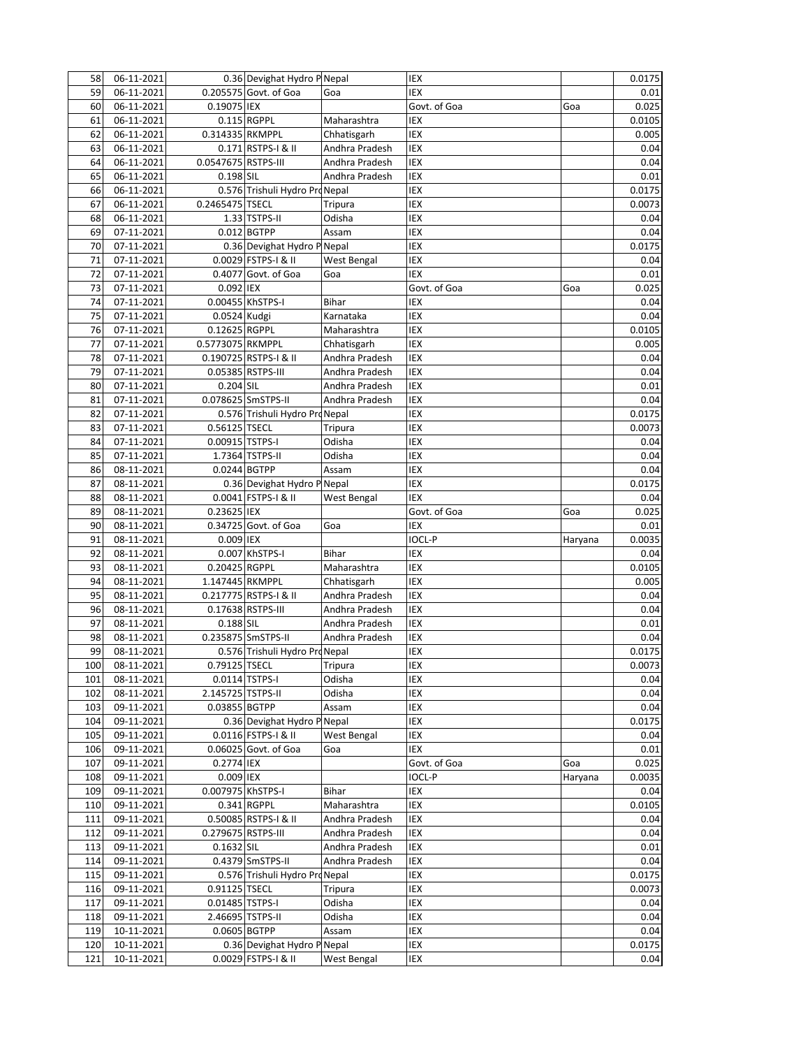| 58 | 06-11-2021 | 0.36 | Devighat Hydro P | Nepal | IEX | | 0.0175 |
|---|---|---|---|---|---|---|---|
| 59 | 06-11-2021 | 0.205575 | Govt. of Goa | Goa | IEX | | 0.01 |
| 60 | 06-11-2021 | 0.19075 | IEX | | Govt. of Goa | Goa | 0.025 |
| 61 | 06-11-2021 | 0.115 | RGPPL | Maharashtra | IEX | | 0.0105 |
| 62 | 06-11-2021 | 0.314335 | RKMPPL | Chhatisgarh | IEX | | 0.005 |
| 63 | 06-11-2021 | 0.171 | RSTPS-I & II | Andhra Pradesh | IEX | | 0.04 |
| 64 | 06-11-2021 | 0.0547675 | RSTPS-III | Andhra Pradesh | IEX | | 0.04 |
| 65 | 06-11-2021 | 0.198 | SIL | Andhra Pradesh | IEX | | 0.01 |
| 66 | 06-11-2021 | 0.576 | Trishuli Hydro Pro | Nepal | IEX | | 0.0175 |
| 67 | 06-11-2021 | 0.2465475 | TSECL | Tripura | IEX | | 0.0073 |
| 68 | 06-11-2021 | 1.33 | TSTPS-II | Odisha | IEX | | 0.04 |
| 69 | 07-11-2021 | 0.012 | BGTPP | Assam | IEX | | 0.04 |
| 70 | 07-11-2021 | 0.36 | Devighat Hydro P | Nepal | IEX | | 0.0175 |
| 71 | 07-11-2021 | 0.0029 | FSTPS-I & II | West Bengal | IEX | | 0.04 |
| 72 | 07-11-2021 | 0.4077 | Govt. of Goa | Goa | IEX | | 0.01 |
| 73 | 07-11-2021 | 0.092 | IEX | | Govt. of Goa | Goa | 0.025 |
| 74 | 07-11-2021 | 0.00455 | KhSTPS-I | Bihar | IEX | | 0.04 |
| 75 | 07-11-2021 | 0.0524 | Kudgi | Karnataka | IEX | | 0.04 |
| 76 | 07-11-2021 | 0.12625 | RGPPL | Maharashtra | IEX | | 0.0105 |
| 77 | 07-11-2021 | 0.5773075 | RKMPPL | Chhatisgarh | IEX | | 0.005 |
| 78 | 07-11-2021 | 0.190725 | RSTPS-I & II | Andhra Pradesh | IEX | | 0.04 |
| 79 | 07-11-2021 | 0.05385 | RSTPS-III | Andhra Pradesh | IEX | | 0.04 |
| 80 | 07-11-2021 | 0.204 | SIL | Andhra Pradesh | IEX | | 0.01 |
| 81 | 07-11-2021 | 0.078625 | SmSTPS-II | Andhra Pradesh | IEX | | 0.04 |
| 82 | 07-11-2021 | 0.576 | Trishuli Hydro Pro | Nepal | IEX | | 0.0175 |
| 83 | 07-11-2021 | 0.56125 | TSECL | Tripura | IEX | | 0.0073 |
| 84 | 07-11-2021 | 0.00915 | TSTPS-I | Odisha | IEX | | 0.04 |
| 85 | 07-11-2021 | 1.7364 | TSTPS-II | Odisha | IEX | | 0.04 |
| 86 | 08-11-2021 | 0.0244 | BGTPP | Assam | IEX | | 0.04 |
| 87 | 08-11-2021 | 0.36 | Devighat Hydro P | Nepal | IEX | | 0.0175 |
| 88 | 08-11-2021 | 0.0041 | FSTPS-I & II | West Bengal | IEX | | 0.04 |
| 89 | 08-11-2021 | 0.23625 | IEX | | Govt. of Goa | Goa | 0.025 |
| 90 | 08-11-2021 | 0.34725 | Govt. of Goa | Goa | IEX | | 0.01 |
| 91 | 08-11-2021 | 0.009 | IEX | | IOCL-P | Haryana | 0.0035 |
| 92 | 08-11-2021 | 0.007 | KhSTPS-I | Bihar | IEX | | 0.04 |
| 93 | 08-11-2021 | 0.20425 | RGPPL | Maharashtra | IEX | | 0.0105 |
| 94 | 08-11-2021 | 1.147445 | RKMPPL | Chhatisgarh | IEX | | 0.005 |
| 95 | 08-11-2021 | 0.217775 | RSTPS-I & II | Andhra Pradesh | IEX | | 0.04 |
| 96 | 08-11-2021 | 0.17638 | RSTPS-III | Andhra Pradesh | IEX | | 0.04 |
| 97 | 08-11-2021 | 0.188 | SIL | Andhra Pradesh | IEX | | 0.01 |
| 98 | 08-11-2021 | 0.235875 | SmSTPS-II | Andhra Pradesh | IEX | | 0.04 |
| 99 | 08-11-2021 | 0.576 | Trishuli Hydro Pro | Nepal | IEX | | 0.0175 |
| 100 | 08-11-2021 | 0.79125 | TSECL | Tripura | IEX | | 0.0073 |
| 101 | 08-11-2021 | 0.0114 | TSTPS-I | Odisha | IEX | | 0.04 |
| 102 | 08-11-2021 | 2.145725 | TSTPS-II | Odisha | IEX | | 0.04 |
| 103 | 09-11-2021 | 0.03855 | BGTPP | Assam | IEX | | 0.04 |
| 104 | 09-11-2021 | 0.36 | Devighat Hydro P | Nepal | IEX | | 0.0175 |
| 105 | 09-11-2021 | 0.0116 | FSTPS-I & II | West Bengal | IEX | | 0.04 |
| 106 | 09-11-2021 | 0.06025 | Govt. of Goa | Goa | IEX | | 0.01 |
| 107 | 09-11-2021 | 0.2774 | IEX | | Govt. of Goa | Goa | 0.025 |
| 108 | 09-11-2021 | 0.009 | IEX | | IOCL-P | Haryana | 0.0035 |
| 109 | 09-11-2021 | 0.007975 | KhSTPS-I | Bihar | IEX | | 0.04 |
| 110 | 09-11-2021 | 0.341 | RGPPL | Maharashtra | IEX | | 0.0105 |
| 111 | 09-11-2021 | 0.50085 | RSTPS-I & II | Andhra Pradesh | IEX | | 0.04 |
| 112 | 09-11-2021 | 0.279675 | RSTPS-III | Andhra Pradesh | IEX | | 0.04 |
| 113 | 09-11-2021 | 0.1632 | SIL | Andhra Pradesh | IEX | | 0.01 |
| 114 | 09-11-2021 | 0.4379 | SmSTPS-II | Andhra Pradesh | IEX | | 0.04 |
| 115 | 09-11-2021 | 0.576 | Trishuli Hydro Pro | Nepal | IEX | | 0.0175 |
| 116 | 09-11-2021 | 0.91125 | TSECL | Tripura | IEX | | 0.0073 |
| 117 | 09-11-2021 | 0.01485 | TSTPS-I | Odisha | IEX | | 0.04 |
| 118 | 09-11-2021 | 2.46695 | TSTPS-II | Odisha | IEX | | 0.04 |
| 119 | 10-11-2021 | 0.0605 | BGTPP | Assam | IEX | | 0.04 |
| 120 | 10-11-2021 | 0.36 | Devighat Hydro P | Nepal | IEX | | 0.0175 |
| 121 | 10-11-2021 | 0.0029 | FSTPS-I & II | West Bengal | IEX | | 0.04 |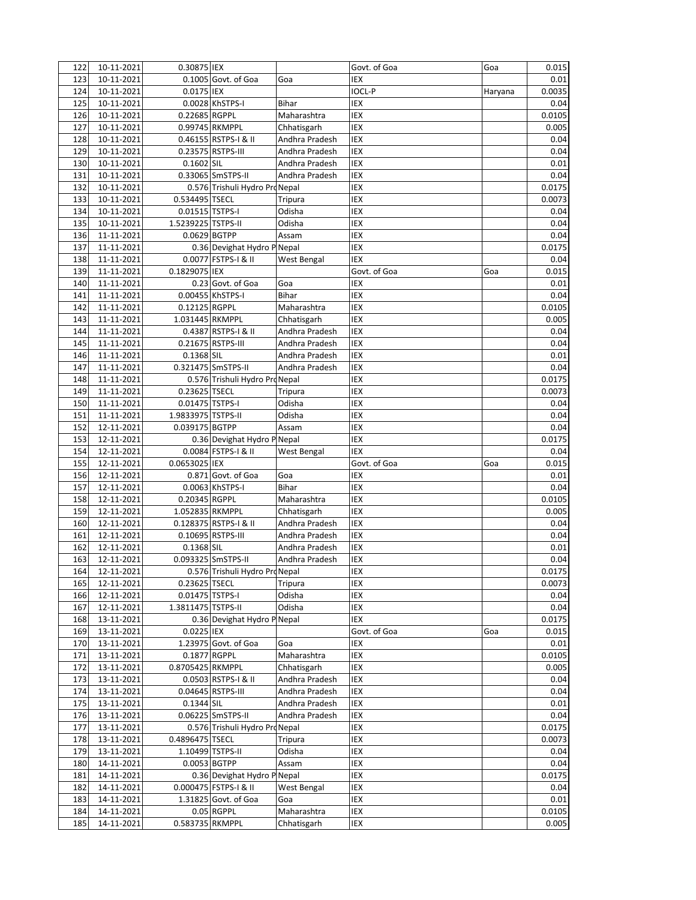| 122 | 10-11-2021 | 0.30875 | IEX | | Govt. of Goa | Goa | 0.015 |
|---|---|---|---|---|---|---|---|
| 123 | 10-11-2021 | 0.1005 | Govt. of Goa | Goa | IEX | | 0.01 |
| 124 | 10-11-2021 | 0.0175 | IEX | | IOCL-P | Haryana | 0.0035 |
| 125 | 10-11-2021 | 0.0028 | KhSTPS-I | Bihar | IEX | | 0.04 |
| 126 | 10-11-2021 | 0.22685 | RGPPL | Maharashtra | IEX | | 0.0105 |
| 127 | 10-11-2021 | 0.99745 | RKMPPL | Chhatisgarh | IEX | | 0.005 |
| 128 | 10-11-2021 | 0.46155 | RSTPS-I & II | Andhra Pradesh | IEX | | 0.04 |
| 129 | 10-11-2021 | 0.23575 | RSTPS-III | Andhra Pradesh | IEX | | 0.04 |
| 130 | 10-11-2021 | 0.1602 | SIL | Andhra Pradesh | IEX | | 0.01 |
| 131 | 10-11-2021 | 0.33065 | SmSTPS-II | Andhra Pradesh | IEX | | 0.04 |
| 132 | 10-11-2021 | 0.576 | Trishuli Hydro Pro | Nepal | IEX | | 0.0175 |
| 133 | 10-11-2021 | 0.534495 | TSECL | Tripura | IEX | | 0.0073 |
| 134 | 10-11-2021 | 0.01515 | TSTPS-I | Odisha | IEX | | 0.04 |
| 135 | 10-11-2021 | 1.5239225 | TSTPS-II | Odisha | IEX | | 0.04 |
| 136 | 11-11-2021 | 0.0629 | BGTPP | Assam | IEX | | 0.04 |
| 137 | 11-11-2021 | 0.36 | Devighat Hydro P | Nepal | IEX | | 0.0175 |
| 138 | 11-11-2021 | 0.0077 | FSTPS-I & II | West Bengal | IEX | | 0.04 |
| 139 | 11-11-2021 | 0.1829075 | IEX | | Govt. of Goa | Goa | 0.015 |
| 140 | 11-11-2021 | 0.23 | Govt. of Goa | Goa | IEX | | 0.01 |
| 141 | 11-11-2021 | 0.00455 | KhSTPS-I | Bihar | IEX | | 0.04 |
| 142 | 11-11-2021 | 0.12125 | RGPPL | Maharashtra | IEX | | 0.0105 |
| 143 | 11-11-2021 | 1.031445 | RKMPPL | Chhatisgarh | IEX | | 0.005 |
| 144 | 11-11-2021 | 0.4387 | RSTPS-I & II | Andhra Pradesh | IEX | | 0.04 |
| 145 | 11-11-2021 | 0.21675 | RSTPS-III | Andhra Pradesh | IEX | | 0.04 |
| 146 | 11-11-2021 | 0.1368 | SIL | Andhra Pradesh | IEX | | 0.01 |
| 147 | 11-11-2021 | 0.321475 | SmSTPS-II | Andhra Pradesh | IEX | | 0.04 |
| 148 | 11-11-2021 | 0.576 | Trishuli Hydro Pro | Nepal | IEX | | 0.0175 |
| 149 | 11-11-2021 | 0.23625 | TSECL | Tripura | IEX | | 0.0073 |
| 150 | 11-11-2021 | 0.01475 | TSTPS-I | Odisha | IEX | | 0.04 |
| 151 | 11-11-2021 | 1.9833975 | TSTPS-II | Odisha | IEX | | 0.04 |
| 152 | 12-11-2021 | 0.039175 | BGTPP | Assam | IEX | | 0.04 |
| 153 | 12-11-2021 | 0.36 | Devighat Hydro P | Nepal | IEX | | 0.0175 |
| 154 | 12-11-2021 | 0.0084 | FSTPS-I & II | West Bengal | IEX | | 0.04 |
| 155 | 12-11-2021 | 0.0653025 | IEX | | Govt. of Goa | Goa | 0.015 |
| 156 | 12-11-2021 | 0.871 | Govt. of Goa | Goa | IEX | | 0.01 |
| 157 | 12-11-2021 | 0.0063 | KhSTPS-I | Bihar | IEX | | 0.04 |
| 158 | 12-11-2021 | 0.20345 | RGPPL | Maharashtra | IEX | | 0.0105 |
| 159 | 12-11-2021 | 1.052835 | RKMPPL | Chhatisgarh | IEX | | 0.005 |
| 160 | 12-11-2021 | 0.128375 | RSTPS-I & II | Andhra Pradesh | IEX | | 0.04 |
| 161 | 12-11-2021 | 0.10695 | RSTPS-III | Andhra Pradesh | IEX | | 0.04 |
| 162 | 12-11-2021 | 0.1368 | SIL | Andhra Pradesh | IEX | | 0.01 |
| 163 | 12-11-2021 | 0.093325 | SmSTPS-II | Andhra Pradesh | IEX | | 0.04 |
| 164 | 12-11-2021 | 0.576 | Trishuli Hydro Pro | Nepal | IEX | | 0.0175 |
| 165 | 12-11-2021 | 0.23625 | TSECL | Tripura | IEX | | 0.0073 |
| 166 | 12-11-2021 | 0.01475 | TSTPS-I | Odisha | IEX | | 0.04 |
| 167 | 12-11-2021 | 1.3811475 | TSTPS-II | Odisha | IEX | | 0.04 |
| 168 | 13-11-2021 | 0.36 | Devighat Hydro P | Nepal | IEX | | 0.0175 |
| 169 | 13-11-2021 | 0.0225 | IEX | | Govt. of Goa | Goa | 0.015 |
| 170 | 13-11-2021 | 1.23975 | Govt. of Goa | Goa | IEX | | 0.01 |
| 171 | 13-11-2021 | 0.1877 | RGPPL | Maharashtra | IEX | | 0.0105 |
| 172 | 13-11-2021 | 0.8705425 | RKMPPL | Chhatisgarh | IEX | | 0.005 |
| 173 | 13-11-2021 | 0.0503 | RSTPS-I & II | Andhra Pradesh | IEX | | 0.04 |
| 174 | 13-11-2021 | 0.04645 | RSTPS-III | Andhra Pradesh | IEX | | 0.04 |
| 175 | 13-11-2021 | 0.1344 | SIL | Andhra Pradesh | IEX | | 0.01 |
| 176 | 13-11-2021 | 0.06225 | SmSTPS-II | Andhra Pradesh | IEX | | 0.04 |
| 177 | 13-11-2021 | 0.576 | Trishuli Hydro Pro | Nepal | IEX | | 0.0175 |
| 178 | 13-11-2021 | 0.4896475 | TSECL | Tripura | IEX | | 0.0073 |
| 179 | 13-11-2021 | 1.10499 | TSTPS-II | Odisha | IEX | | 0.04 |
| 180 | 14-11-2021 | 0.0053 | BGTPP | Assam | IEX | | 0.04 |
| 181 | 14-11-2021 | 0.36 | Devighat Hydro P | Nepal | IEX | | 0.0175 |
| 182 | 14-11-2021 | 0.000475 | FSTPS-I & II | West Bengal | IEX | | 0.04 |
| 183 | 14-11-2021 | 1.31825 | Govt. of Goa | Goa | IEX | | 0.01 |
| 184 | 14-11-2021 | 0.05 | RGPPL | Maharashtra | IEX | | 0.0105 |
| 185 | 14-11-2021 | 0.583735 | RKMPPL | Chhatisgarh | IEX | | 0.005 |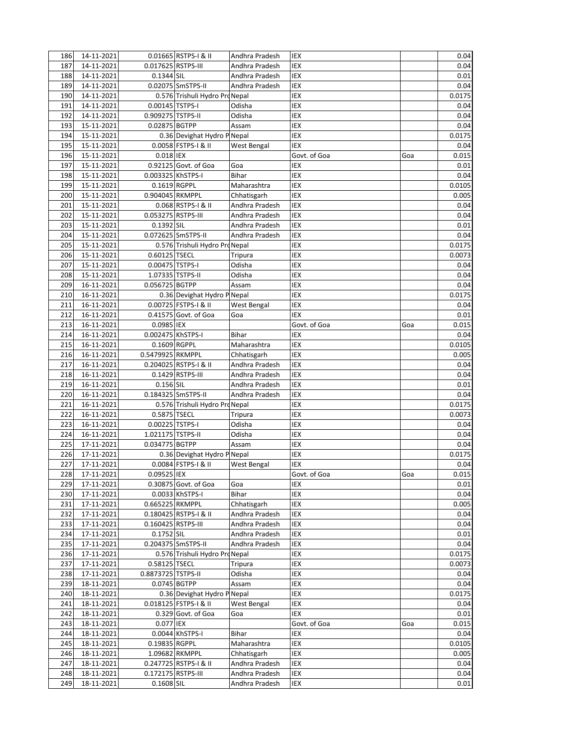| | | | | | | | |
|---|---|---|---|---|---|---|---|
| 186 | 14-11-2021 | 0.01665 | RSTPS-I & II | Andhra Pradesh | IEX | | 0.04 |
| 187 | 14-11-2021 | 0.017625 | RSTPS-III | Andhra Pradesh | IEX | | 0.04 |
| 188 | 14-11-2021 | 0.1344 | SIL | Andhra Pradesh | IEX | | 0.01 |
| 189 | 14-11-2021 | 0.02075 | SmSTPS-II | Andhra Pradesh | IEX | | 0.04 |
| 190 | 14-11-2021 | 0.576 | Trishuli Hydro Pro | Nepal | IEX | | 0.0175 |
| 191 | 14-11-2021 | 0.00145 | TSTPS-I | Odisha | IEX | | 0.04 |
| 192 | 14-11-2021 | 0.909275 | TSTPS-II | Odisha | IEX | | 0.04 |
| 193 | 15-11-2021 | 0.02875 | BGTPP | Assam | IEX | | 0.04 |
| 194 | 15-11-2021 | 0.36 | Devighat Hydro P | Nepal | IEX | | 0.0175 |
| 195 | 15-11-2021 | 0.0058 | FSTPS-I & II | West Bengal | IEX | | 0.04 |
| 196 | 15-11-2021 | 0.018 | IEX | | Govt. of Goa | Goa | 0.015 |
| 197 | 15-11-2021 | 0.92125 | Govt. of Goa | Goa | IEX | | 0.01 |
| 198 | 15-11-2021 | 0.003325 | KhSTPS-I | Bihar | IEX | | 0.04 |
| 199 | 15-11-2021 | 0.1619 | RGPPL | Maharashtra | IEX | | 0.0105 |
| 200 | 15-11-2021 | 0.904045 | RKMPPL | Chhatisgarh | IEX | | 0.005 |
| 201 | 15-11-2021 | 0.068 | RSTPS-I & II | Andhra Pradesh | IEX | | 0.04 |
| 202 | 15-11-2021 | 0.053275 | RSTPS-III | Andhra Pradesh | IEX | | 0.04 |
| 203 | 15-11-2021 | 0.1392 | SIL | Andhra Pradesh | IEX | | 0.01 |
| 204 | 15-11-2021 | 0.072625 | SmSTPS-II | Andhra Pradesh | IEX | | 0.04 |
| 205 | 15-11-2021 | 0.576 | Trishuli Hydro Pro | Nepal | IEX | | 0.0175 |
| 206 | 15-11-2021 | 0.60125 | TSECL | Tripura | IEX | | 0.0073 |
| 207 | 15-11-2021 | 0.00475 | TSTPS-I | Odisha | IEX | | 0.04 |
| 208 | 15-11-2021 | 1.07335 | TSTPS-II | Odisha | IEX | | 0.04 |
| 209 | 16-11-2021 | 0.056725 | BGTPP | Assam | IEX | | 0.04 |
| 210 | 16-11-2021 | 0.36 | Devighat Hydro P | Nepal | IEX | | 0.0175 |
| 211 | 16-11-2021 | 0.00725 | FSTPS-I & II | West Bengal | IEX | | 0.04 |
| 212 | 16-11-2021 | 0.41575 | Govt. of Goa | Goa | IEX | | 0.01 |
| 213 | 16-11-2021 | 0.0985 | IEX | | Govt. of Goa | Goa | 0.015 |
| 214 | 16-11-2021 | 0.002475 | KhSTPS-I | Bihar | IEX | | 0.04 |
| 215 | 16-11-2021 | 0.1609 | RGPPL | Maharashtra | IEX | | 0.0105 |
| 216 | 16-11-2021 | 0.5479925 | RKMPPL | Chhatisgarh | IEX | | 0.005 |
| 217 | 16-11-2021 | 0.204025 | RSTPS-I & II | Andhra Pradesh | IEX | | 0.04 |
| 218 | 16-11-2021 | 0.1429 | RSTPS-III | Andhra Pradesh | IEX | | 0.04 |
| 219 | 16-11-2021 | 0.156 | SIL | Andhra Pradesh | IEX | | 0.01 |
| 220 | 16-11-2021 | 0.184325 | SmSTPS-II | Andhra Pradesh | IEX | | 0.04 |
| 221 | 16-11-2021 | 0.576 | Trishuli Hydro Pro | Nepal | IEX | | 0.0175 |
| 222 | 16-11-2021 | 0.5875 | TSECL | Tripura | IEX | | 0.0073 |
| 223 | 16-11-2021 | 0.00225 | TSTPS-I | Odisha | IEX | | 0.04 |
| 224 | 16-11-2021 | 1.021175 | TSTPS-II | Odisha | IEX | | 0.04 |
| 225 | 17-11-2021 | 0.034775 | BGTPP | Assam | IEX | | 0.04 |
| 226 | 17-11-2021 | 0.36 | Devighat Hydro P | Nepal | IEX | | 0.0175 |
| 227 | 17-11-2021 | 0.0084 | FSTPS-I & II | West Bengal | IEX | | 0.04 |
| 228 | 17-11-2021 | 0.09525 | IEX | | Govt. of Goa | Goa | 0.015 |
| 229 | 17-11-2021 | 0.30875 | Govt. of Goa | Goa | IEX | | 0.01 |
| 230 | 17-11-2021 | 0.0033 | KhSTPS-I | Bihar | IEX | | 0.04 |
| 231 | 17-11-2021 | 0.665225 | RKMPPL | Chhatisgarh | IEX | | 0.005 |
| 232 | 17-11-2021 | 0.180425 | RSTPS-I & II | Andhra Pradesh | IEX | | 0.04 |
| 233 | 17-11-2021 | 0.160425 | RSTPS-III | Andhra Pradesh | IEX | | 0.04 |
| 234 | 17-11-2021 | 0.1752 | SIL | Andhra Pradesh | IEX | | 0.01 |
| 235 | 17-11-2021 | 0.204375 | SmSTPS-II | Andhra Pradesh | IEX | | 0.04 |
| 236 | 17-11-2021 | 0.576 | Trishuli Hydro Pro | Nepal | IEX | | 0.0175 |
| 237 | 17-11-2021 | 0.58125 | TSECL | Tripura | IEX | | 0.0073 |
| 238 | 17-11-2021 | 0.8873725 | TSTPS-II | Odisha | IEX | | 0.04 |
| 239 | 18-11-2021 | 0.0745 | BGTPP | Assam | IEX | | 0.04 |
| 240 | 18-11-2021 | 0.36 | Devighat Hydro P | Nepal | IEX | | 0.0175 |
| 241 | 18-11-2021 | 0.018125 | FSTPS-I & II | West Bengal | IEX | | 0.04 |
| 242 | 18-11-2021 | 0.329 | Govt. of Goa | Goa | IEX | | 0.01 |
| 243 | 18-11-2021 | 0.077 | IEX | | Govt. of Goa | Goa | 0.015 |
| 244 | 18-11-2021 | 0.0044 | KhSTPS-I | Bihar | IEX | | 0.04 |
| 245 | 18-11-2021 | 0.19835 | RGPPL | Maharashtra | IEX | | 0.0105 |
| 246 | 18-11-2021 | 1.09682 | RKMPPL | Chhatisgarh | IEX | | 0.005 |
| 247 | 18-11-2021 | 0.247725 | RSTPS-I & II | Andhra Pradesh | IEX | | 0.04 |
| 248 | 18-11-2021 | 0.172175 | RSTPS-III | Andhra Pradesh | IEX | | 0.04 |
| 249 | 18-11-2021 | 0.1608 | SIL | Andhra Pradesh | IEX | | 0.01 |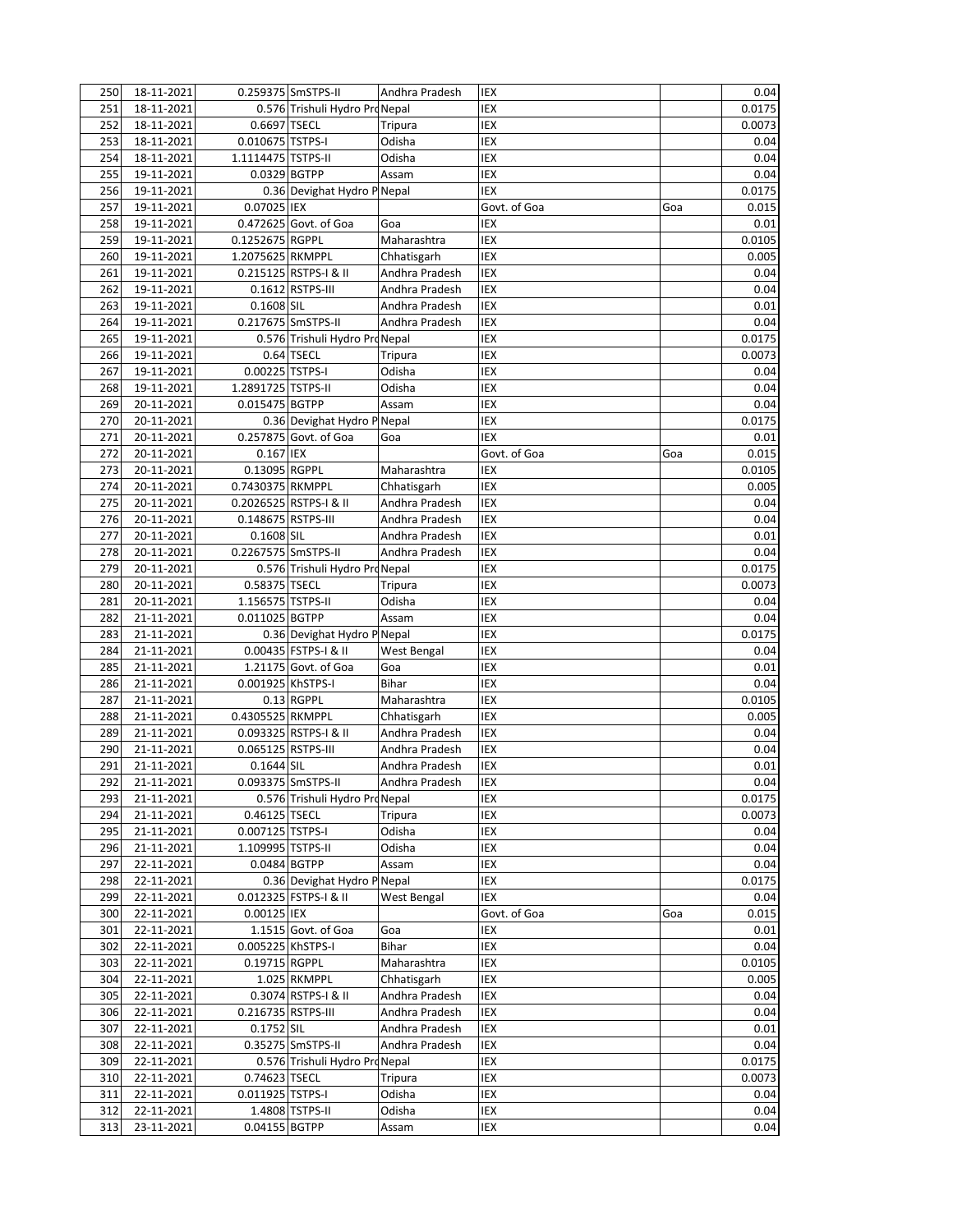| | | | | | | | |
|---|---|---|---|---|---|---|---|
| 250 | 18-11-2021 | 0.259375 | SmSTPS-II | Andhra Pradesh | IEX | | 0.04 |
| 251 | 18-11-2021 | 0.576 | Trishuli Hydro Pro | Nepal | IEX | | 0.0175 |
| 252 | 18-11-2021 | 0.6697 | TSECL | Tripura | IEX | | 0.0073 |
| 253 | 18-11-2021 | 0.010675 | TSTPS-I | Odisha | IEX | | 0.04 |
| 254 | 18-11-2021 | 1.1114475 | TSTPS-II | Odisha | IEX | | 0.04 |
| 255 | 19-11-2021 | 0.0329 | BGTPP | Assam | IEX | | 0.04 |
| 256 | 19-11-2021 | 0.36 | Devighat Hydro P | Nepal | IEX | | 0.0175 |
| 257 | 19-11-2021 | 0.07025 | IEX | | Govt. of Goa | Goa | 0.015 |
| 258 | 19-11-2021 | 0.472625 | Govt. of Goa | Goa | IEX | | 0.01 |
| 259 | 19-11-2021 | 0.1252675 | RGPPL | Maharashtra | IEX | | 0.0105 |
| 260 | 19-11-2021 | 1.2075625 | RKMPPL | Chhatisgarh | IEX | | 0.005 |
| 261 | 19-11-2021 | 0.215125 | RSTPS-I & II | Andhra Pradesh | IEX | | 0.04 |
| 262 | 19-11-2021 | 0.1612 | RSTPS-III | Andhra Pradesh | IEX | | 0.04 |
| 263 | 19-11-2021 | 0.1608 | SIL | Andhra Pradesh | IEX | | 0.01 |
| 264 | 19-11-2021 | 0.217675 | SmSTPS-II | Andhra Pradesh | IEX | | 0.04 |
| 265 | 19-11-2021 | 0.576 | Trishuli Hydro Pro | Nepal | IEX | | 0.0175 |
| 266 | 19-11-2021 | 0.64 | TSECL | Tripura | IEX | | 0.0073 |
| 267 | 19-11-2021 | 0.00225 | TSTPS-I | Odisha | IEX | | 0.04 |
| 268 | 19-11-2021 | 1.2891725 | TSTPS-II | Odisha | IEX | | 0.04 |
| 269 | 20-11-2021 | 0.015475 | BGTPP | Assam | IEX | | 0.04 |
| 270 | 20-11-2021 | 0.36 | Devighat Hydro P | Nepal | IEX | | 0.0175 |
| 271 | 20-11-2021 | 0.257875 | Govt. of Goa | Goa | IEX | | 0.01 |
| 272 | 20-11-2021 | 0.167 | IEX | | Govt. of Goa | Goa | 0.015 |
| 273 | 20-11-2021 | 0.13095 | RGPPL | Maharashtra | IEX | | 0.0105 |
| 274 | 20-11-2021 | 0.7430375 | RKMPPL | Chhatisgarh | IEX | | 0.005 |
| 275 | 20-11-2021 | 0.2026525 | RSTPS-I & II | Andhra Pradesh | IEX | | 0.04 |
| 276 | 20-11-2021 | 0.148675 | RSTPS-III | Andhra Pradesh | IEX | | 0.04 |
| 277 | 20-11-2021 | 0.1608 | SIL | Andhra Pradesh | IEX | | 0.01 |
| 278 | 20-11-2021 | 0.2267575 | SmSTPS-II | Andhra Pradesh | IEX | | 0.04 |
| 279 | 20-11-2021 | 0.576 | Trishuli Hydro Pro | Nepal | IEX | | 0.0175 |
| 280 | 20-11-2021 | 0.58375 | TSECL | Tripura | IEX | | 0.0073 |
| 281 | 20-11-2021 | 1.156575 | TSTPS-II | Odisha | IEX | | 0.04 |
| 282 | 21-11-2021 | 0.011025 | BGTPP | Assam | IEX | | 0.04 |
| 283 | 21-11-2021 | 0.36 | Devighat Hydro P | Nepal | IEX | | 0.0175 |
| 284 | 21-11-2021 | 0.00435 | FSTPS-I & II | West Bengal | IEX | | 0.04 |
| 285 | 21-11-2021 | 1.21175 | Govt. of Goa | Goa | IEX | | 0.01 |
| 286 | 21-11-2021 | 0.001925 | KhSTPS-I | Bihar | IEX | | 0.04 |
| 287 | 21-11-2021 | 0.13 | RGPPL | Maharashtra | IEX | | 0.0105 |
| 288 | 21-11-2021 | 0.4305525 | RKMPPL | Chhatisgarh | IEX | | 0.005 |
| 289 | 21-11-2021 | 0.093325 | RSTPS-I & II | Andhra Pradesh | IEX | | 0.04 |
| 290 | 21-11-2021 | 0.065125 | RSTPS-III | Andhra Pradesh | IEX | | 0.04 |
| 291 | 21-11-2021 | 0.1644 | SIL | Andhra Pradesh | IEX | | 0.01 |
| 292 | 21-11-2021 | 0.093375 | SmSTPS-II | Andhra Pradesh | IEX | | 0.04 |
| 293 | 21-11-2021 | 0.576 | Trishuli Hydro Pro | Nepal | IEX | | 0.0175 |
| 294 | 21-11-2021 | 0.46125 | TSECL | Tripura | IEX | | 0.0073 |
| 295 | 21-11-2021 | 0.007125 | TSTPS-I | Odisha | IEX | | 0.04 |
| 296 | 21-11-2021 | 1.109995 | TSTPS-II | Odisha | IEX | | 0.04 |
| 297 | 22-11-2021 | 0.0484 | BGTPP | Assam | IEX | | 0.04 |
| 298 | 22-11-2021 | 0.36 | Devighat Hydro P | Nepal | IEX | | 0.0175 |
| 299 | 22-11-2021 | 0.012325 | FSTPS-I & II | West Bengal | IEX | | 0.04 |
| 300 | 22-11-2021 | 0.00125 | IEX | | Govt. of Goa | Goa | 0.015 |
| 301 | 22-11-2021 | 1.1515 | Govt. of Goa | Goa | IEX | | 0.01 |
| 302 | 22-11-2021 | 0.005225 | KhSTPS-I | Bihar | IEX | | 0.04 |
| 303 | 22-11-2021 | 0.19715 | RGPPL | Maharashtra | IEX | | 0.0105 |
| 304 | 22-11-2021 | 1.025 | RKMPPL | Chhatisgarh | IEX | | 0.005 |
| 305 | 22-11-2021 | 0.3074 | RSTPS-I & II | Andhra Pradesh | IEX | | 0.04 |
| 306 | 22-11-2021 | 0.216735 | RSTPS-III | Andhra Pradesh | IEX | | 0.04 |
| 307 | 22-11-2021 | 0.1752 | SIL | Andhra Pradesh | IEX | | 0.01 |
| 308 | 22-11-2021 | 0.35275 | SmSTPS-II | Andhra Pradesh | IEX | | 0.04 |
| 309 | 22-11-2021 | 0.576 | Trishuli Hydro Pro | Nepal | IEX | | 0.0175 |
| 310 | 22-11-2021 | 0.74623 | TSECL | Tripura | IEX | | 0.0073 |
| 311 | 22-11-2021 | 0.011925 | TSTPS-I | Odisha | IEX | | 0.04 |
| 312 | 22-11-2021 | 1.4808 | TSTPS-II | Odisha | IEX | | 0.04 |
| 313 | 23-11-2021 | 0.04155 | BGTPP | Assam | IEX | | 0.04 |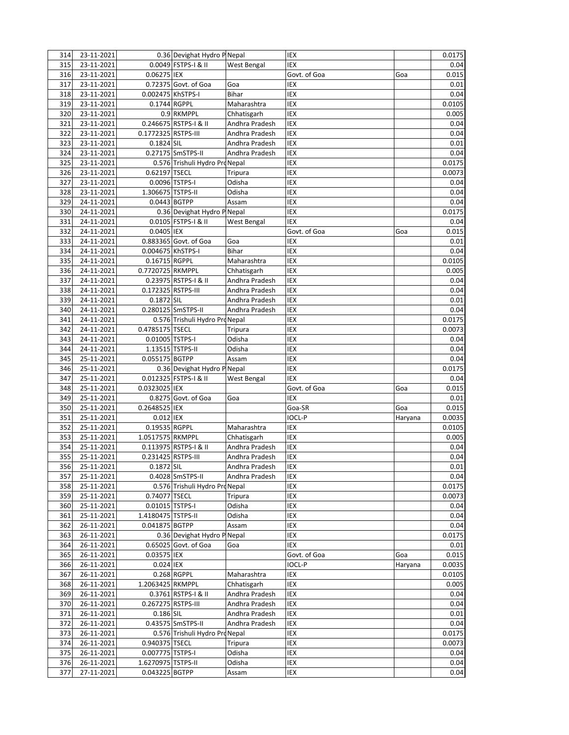| 314 | 23-11-2021 | 0.36 | Devighat Hydro P | Nepal | IEX | | 0.0175 |
|---|---|---|---|---|---|---|---|
| 315 | 23-11-2021 | 0.0049 | FSTPS-I & II | West Bengal | IEX | | 0.04 |
| 316 | 23-11-2021 | 0.06275 | IEX | | Govt. of Goa | Goa | 0.015 |
| 317 | 23-11-2021 | 0.72375 | Govt. of Goa | Goa | IEX | | 0.01 |
| 318 | 23-11-2021 | 0.002475 | KhSTPS-I | Bihar | IEX | | 0.04 |
| 319 | 23-11-2021 | 0.1744 | RGPPL | Maharashtra | IEX | | 0.0105 |
| 320 | 23-11-2021 | 0.9 | RKMPPL | Chhatisgarh | IEX | | 0.005 |
| 321 | 23-11-2021 | 0.246675 | RSTPS-I & II | Andhra Pradesh | IEX | | 0.04 |
| 322 | 23-11-2021 | 0.1772325 | RSTPS-III | Andhra Pradesh | IEX | | 0.04 |
| 323 | 23-11-2021 | 0.1824 | SIL | Andhra Pradesh | IEX | | 0.01 |
| 324 | 23-11-2021 | 0.27175 | SmSTPS-II | Andhra Pradesh | IEX | | 0.04 |
| 325 | 23-11-2021 | 0.576 | Trishuli Hydro Pro | Nepal | IEX | | 0.0175 |
| 326 | 23-11-2021 | 0.62197 | TSECL | Tripura | IEX | | 0.0073 |
| 327 | 23-11-2021 | 0.0096 | TSTPS-I | Odisha | IEX | | 0.04 |
| 328 | 23-11-2021 | 1.306675 | TSTPS-II | Odisha | IEX | | 0.04 |
| 329 | 24-11-2021 | 0.0443 | BGTPP | Assam | IEX | | 0.04 |
| 330 | 24-11-2021 | 0.36 | Devighat Hydro P | Nepal | IEX | | 0.0175 |
| 331 | 24-11-2021 | 0.0105 | FSTPS-I & II | West Bengal | IEX | | 0.04 |
| 332 | 24-11-2021 | 0.0405 | IEX | | Govt. of Goa | Goa | 0.015 |
| 333 | 24-11-2021 | 0.883365 | Govt. of Goa | Goa | IEX | | 0.01 |
| 334 | 24-11-2021 | 0.004675 | KhSTPS-I | Bihar | IEX | | 0.04 |
| 335 | 24-11-2021 | 0.16715 | RGPPL | Maharashtra | IEX | | 0.0105 |
| 336 | 24-11-2021 | 0.7720725 | RKMPPL | Chhatisgarh | IEX | | 0.005 |
| 337 | 24-11-2021 | 0.23975 | RSTPS-I & II | Andhra Pradesh | IEX | | 0.04 |
| 338 | 24-11-2021 | 0.172325 | RSTPS-III | Andhra Pradesh | IEX | | 0.04 |
| 339 | 24-11-2021 | 0.1872 | SIL | Andhra Pradesh | IEX | | 0.01 |
| 340 | 24-11-2021 | 0.280125 | SmSTPS-II | Andhra Pradesh | IEX | | 0.04 |
| 341 | 24-11-2021 | 0.576 | Trishuli Hydro Pro | Nepal | IEX | | 0.0175 |
| 342 | 24-11-2021 | 0.4785175 | TSECL | Tripura | IEX | | 0.0073 |
| 343 | 24-11-2021 | 0.01005 | TSTPS-I | Odisha | IEX | | 0.04 |
| 344 | 24-11-2021 | 1.13515 | TSTPS-II | Odisha | IEX | | 0.04 |
| 345 | 25-11-2021 | 0.055175 | BGTPP | Assam | IEX | | 0.04 |
| 346 | 25-11-2021 | 0.36 | Devighat Hydro P | Nepal | IEX | | 0.0175 |
| 347 | 25-11-2021 | 0.012325 | FSTPS-I & II | West Bengal | IEX | | 0.04 |
| 348 | 25-11-2021 | 0.0323025 | IEX | | Govt. of Goa | Goa | 0.015 |
| 349 | 25-11-2021 | 0.8275 | Govt. of Goa | Goa | IEX | | 0.01 |
| 350 | 25-11-2021 | 0.2648525 | IEX | | Goa-SR | Goa | 0.015 |
| 351 | 25-11-2021 | 0.012 | IEX | | IOCL-P | Haryana | 0.0035 |
| 352 | 25-11-2021 | 0.19535 | RGPPL | Maharashtra | IEX | | 0.0105 |
| 353 | 25-11-2021 | 1.0517575 | RKMPPL | Chhatisgarh | IEX | | 0.005 |
| 354 | 25-11-2021 | 0.113975 | RSTPS-I & II | Andhra Pradesh | IEX | | 0.04 |
| 355 | 25-11-2021 | 0.231425 | RSTPS-III | Andhra Pradesh | IEX | | 0.04 |
| 356 | 25-11-2021 | 0.1872 | SIL | Andhra Pradesh | IEX | | 0.01 |
| 357 | 25-11-2021 | 0.4028 | SmSTPS-II | Andhra Pradesh | IEX | | 0.04 |
| 358 | 25-11-2021 | 0.576 | Trishuli Hydro Pro | Nepal | IEX | | 0.0175 |
| 359 | 25-11-2021 | 0.74077 | TSECL | Tripura | IEX | | 0.0073 |
| 360 | 25-11-2021 | 0.01015 | TSTPS-I | Odisha | IEX | | 0.04 |
| 361 | 25-11-2021 | 1.4180475 | TSTPS-II | Odisha | IEX | | 0.04 |
| 362 | 26-11-2021 | 0.041875 | BGTPP | Assam | IEX | | 0.04 |
| 363 | 26-11-2021 | 0.36 | Devighat Hydro P | Nepal | IEX | | 0.0175 |
| 364 | 26-11-2021 | 0.65025 | Govt. of Goa | Goa | IEX | | 0.01 |
| 365 | 26-11-2021 | 0.03575 | IEX | | Govt. of Goa | Goa | 0.015 |
| 366 | 26-11-2021 | 0.024 | IEX | | IOCL-P | Haryana | 0.0035 |
| 367 | 26-11-2021 | 0.268 | RGPPL | Maharashtra | IEX | | 0.0105 |
| 368 | 26-11-2021 | 1.2063425 | RKMPPL | Chhatisgarh | IEX | | 0.005 |
| 369 | 26-11-2021 | 0.3761 | RSTPS-I & II | Andhra Pradesh | IEX | | 0.04 |
| 370 | 26-11-2021 | 0.267275 | RSTPS-III | Andhra Pradesh | IEX | | 0.04 |
| 371 | 26-11-2021 | 0.186 | SIL | Andhra Pradesh | IEX | | 0.01 |
| 372 | 26-11-2021 | 0.43575 | SmSTPS-II | Andhra Pradesh | IEX | | 0.04 |
| 373 | 26-11-2021 | 0.576 | Trishuli Hydro Pro | Nepal | IEX | | 0.0175 |
| 374 | 26-11-2021 | 0.940375 | TSECL | Tripura | IEX | | 0.0073 |
| 375 | 26-11-2021 | 0.007775 | TSTPS-I | Odisha | IEX | | 0.04 |
| 376 | 26-11-2021 | 1.6270975 | TSTPS-II | Odisha | IEX | | 0.04 |
| 377 | 27-11-2021 | 0.043225 | BGTPP | Assam | IEX | | 0.04 |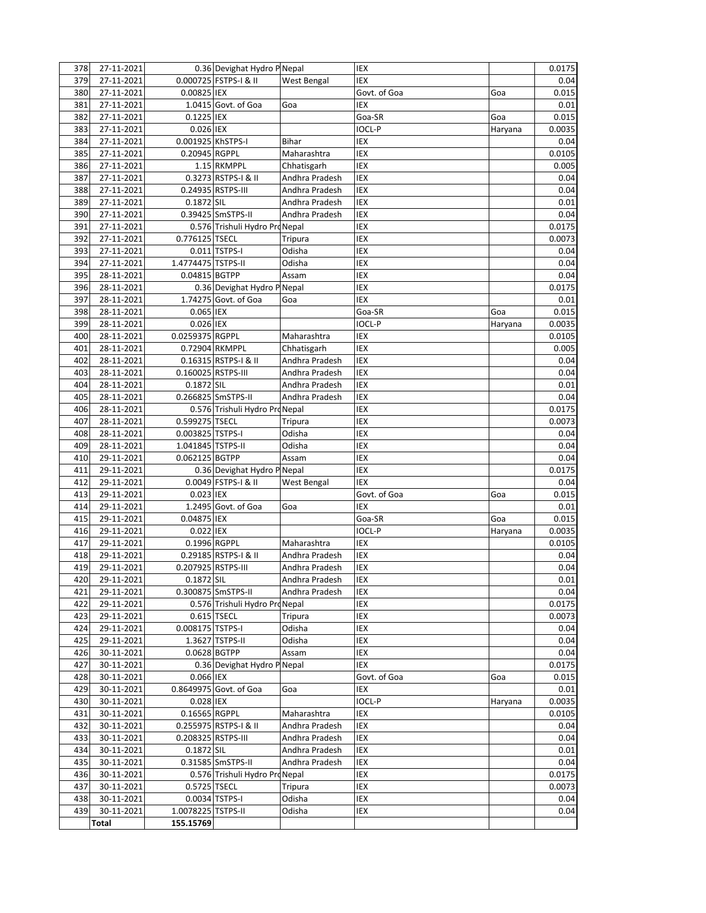| 378 | 27-11-2021 | 0.36 | Devighat Hydro P | Nepal | IEX | | 0.0175 |
|---|---|---|---|---|---|---|---|
| 379 | 27-11-2021 | 0.000725 | FSTPS-I & II | West Bengal | IEX | | 0.04 |
| 380 | 27-11-2021 | 0.00825 | IEX | | Govt. of Goa | Goa | 0.015 |
| 381 | 27-11-2021 | 1.0415 | Govt. of Goa | Goa | IEX | | 0.01 |
| 382 | 27-11-2021 | 0.1225 | IEX | | Goa-SR | Goa | 0.015 |
| 383 | 27-11-2021 | 0.026 | IEX | | IOCL-P | Haryana | 0.0035 |
| 384 | 27-11-2021 | 0.001925 | KhSTPS-I | Bihar | IEX | | 0.04 |
| 385 | 27-11-2021 | 0.20945 | RGPPL | Maharashtra | IEX | | 0.0105 |
| 386 | 27-11-2021 | 1.15 | RKMPPL | Chhatisgarh | IEX | | 0.005 |
| 387 | 27-11-2021 | 0.3273 | RSTPS-I & II | Andhra Pradesh | IEX | | 0.04 |
| 388 | 27-11-2021 | 0.24935 | RSTPS-III | Andhra Pradesh | IEX | | 0.04 |
| 389 | 27-11-2021 | 0.1872 | SIL | Andhra Pradesh | IEX | | 0.01 |
| 390 | 27-11-2021 | 0.39425 | SmSTPS-II | Andhra Pradesh | IEX | | 0.04 |
| 391 | 27-11-2021 | 0.576 | Trishuli Hydro Pro | Nepal | IEX | | 0.0175 |
| 392 | 27-11-2021 | 0.776125 | TSECL | Tripura | IEX | | 0.0073 |
| 393 | 27-11-2021 | 0.011 | TSTPS-I | Odisha | IEX | | 0.04 |
| 394 | 27-11-2021 | 1.4774475 | TSTPS-II | Odisha | IEX | | 0.04 |
| 395 | 28-11-2021 | 0.04815 | BGTPP | Assam | IEX | | 0.04 |
| 396 | 28-11-2021 | 0.36 | Devighat Hydro P | Nepal | IEX | | 0.0175 |
| 397 | 28-11-2021 | 1.74275 | Govt. of Goa | Goa | IEX | | 0.01 |
| 398 | 28-11-2021 | 0.065 | IEX | | Goa-SR | Goa | 0.015 |
| 399 | 28-11-2021 | 0.026 | IEX | | IOCL-P | Haryana | 0.0035 |
| 400 | 28-11-2021 | 0.0259375 | RGPPL | Maharashtra | IEX | | 0.0105 |
| 401 | 28-11-2021 | 0.72904 | RKMPPL | Chhatisgarh | IEX | | 0.005 |
| 402 | 28-11-2021 | 0.16315 | RSTPS-I & II | Andhra Pradesh | IEX | | 0.04 |
| 403 | 28-11-2021 | 0.160025 | RSTPS-III | Andhra Pradesh | IEX | | 0.04 |
| 404 | 28-11-2021 | 0.1872 | SIL | Andhra Pradesh | IEX | | 0.01 |
| 405 | 28-11-2021 | 0.266825 | SmSTPS-II | Andhra Pradesh | IEX | | 0.04 |
| 406 | 28-11-2021 | 0.576 | Trishuli Hydro Pro | Nepal | IEX | | 0.0175 |
| 407 | 28-11-2021 | 0.599275 | TSECL | Tripura | IEX | | 0.0073 |
| 408 | 28-11-2021 | 0.003825 | TSTPS-I | Odisha | IEX | | 0.04 |
| 409 | 28-11-2021 | 1.041845 | TSTPS-II | Odisha | IEX | | 0.04 |
| 410 | 29-11-2021 | 0.062125 | BGTPP | Assam | IEX | | 0.04 |
| 411 | 29-11-2021 | 0.36 | Devighat Hydro P | Nepal | IEX | | 0.0175 |
| 412 | 29-11-2021 | 0.0049 | FSTPS-I & II | West Bengal | IEX | | 0.04 |
| 413 | 29-11-2021 | 0.023 | IEX | | Govt. of Goa | Goa | 0.015 |
| 414 | 29-11-2021 | 1.2495 | Govt. of Goa | Goa | IEX | | 0.01 |
| 415 | 29-11-2021 | 0.04875 | IEX | | Goa-SR | Goa | 0.015 |
| 416 | 29-11-2021 | 0.022 | IEX | | IOCL-P | Haryana | 0.0035 |
| 417 | 29-11-2021 | 0.1996 | RGPPL | Maharashtra | IEX | | 0.0105 |
| 418 | 29-11-2021 | 0.29185 | RSTPS-I & II | Andhra Pradesh | IEX | | 0.04 |
| 419 | 29-11-2021 | 0.207925 | RSTPS-III | Andhra Pradesh | IEX | | 0.04 |
| 420 | 29-11-2021 | 0.1872 | SIL | Andhra Pradesh | IEX | | 0.01 |
| 421 | 29-11-2021 | 0.300875 | SmSTPS-II | Andhra Pradesh | IEX | | 0.04 |
| 422 | 29-11-2021 | 0.576 | Trishuli Hydro Pro | Nepal | IEX | | 0.0175 |
| 423 | 29-11-2021 | 0.615 | TSECL | Tripura | IEX | | 0.0073 |
| 424 | 29-11-2021 | 0.008175 | TSTPS-I | Odisha | IEX | | 0.04 |
| 425 | 29-11-2021 | 1.3627 | TSTPS-II | Odisha | IEX | | 0.04 |
| 426 | 30-11-2021 | 0.0628 | BGTPP | Assam | IEX | | 0.04 |
| 427 | 30-11-2021 | 0.36 | Devighat Hydro P | Nepal | IEX | | 0.0175 |
| 428 | 30-11-2021 | 0.066 | IEX | | Govt. of Goa | Goa | 0.015 |
| 429 | 30-11-2021 | 0.8649975 | Govt. of Goa | Goa | IEX | | 0.01 |
| 430 | 30-11-2021 | 0.028 | IEX | | IOCL-P | Haryana | 0.0035 |
| 431 | 30-11-2021 | 0.16565 | RGPPL | Maharashtra | IEX | | 0.0105 |
| 432 | 30-11-2021 | 0.255975 | RSTPS-I & II | Andhra Pradesh | IEX | | 0.04 |
| 433 | 30-11-2021 | 0.208325 | RSTPS-III | Andhra Pradesh | IEX | | 0.04 |
| 434 | 30-11-2021 | 0.1872 | SIL | Andhra Pradesh | IEX | | 0.01 |
| 435 | 30-11-2021 | 0.31585 | SmSTPS-II | Andhra Pradesh | IEX | | 0.04 |
| 436 | 30-11-2021 | 0.576 | Trishuli Hydro Pro | Nepal | IEX | | 0.0175 |
| 437 | 30-11-2021 | 0.5725 | TSECL | Tripura | IEX | | 0.0073 |
| 438 | 30-11-2021 | 0.0034 | TSTPS-I | Odisha | IEX | | 0.04 |
| 439 | 30-11-2021 | 1.0078225 | TSTPS-II | Odisha | IEX | | 0.04 |
| | **Total** | **155.15769** | | | | | |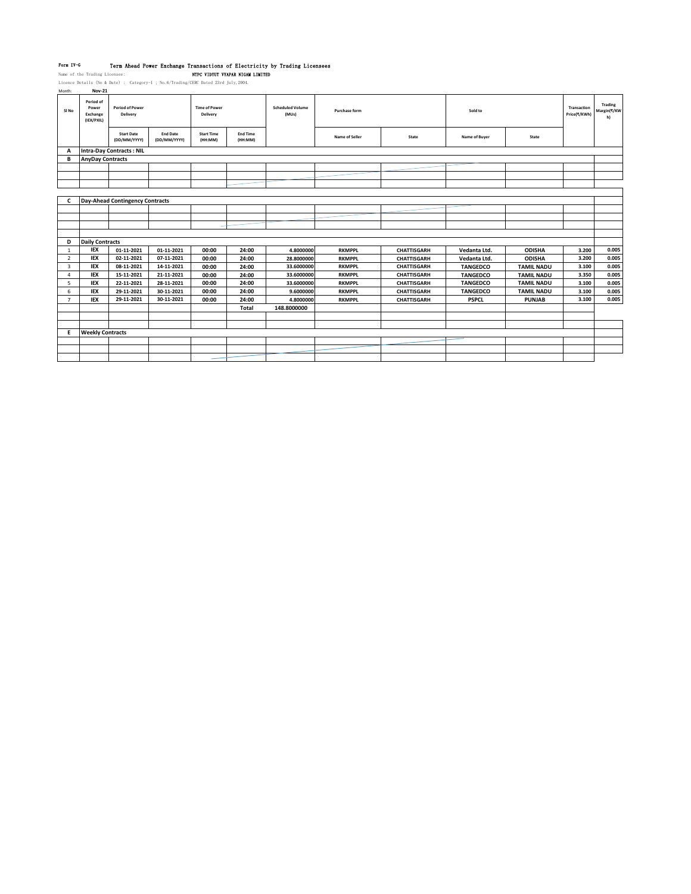Form IV-G Term Ahead Power Exchange Transactions of Electricity by Trading Licensees

Name of the Trading Licensee: NTPC VIDYUT VYAPAR NIGAM LIMITED

Licence Details (No & Date) : Category-I ; No.6/Trading/CERC Dated 23rd July,2004.

Month: **Nov-21**

| Sl No | Period of Power Exchange (IEX/PXIL) | Period of Power Delivery | | Time of Power Delivery | | Scheduled Volume (MUs) | Purchase form | | Sold to | | Transaction Price(₹/KWh) | Trading Margin(₹/KWh) |
|---|---|---|---|---|---|---|---|---|---|---|---|---|
| | | Start Date (DD/MM/YYYY) | End Date (DD/MM/YYYY) | Start Time (HH:MM) | End Time (HH:MM) | | Name of Seller | State | Name of Buyer | State | | |
| **A** | **Intra-Day Contracts : NIL** | | | | | | | | | | | |
| **B** | **AnyDay Contracts** | | | | | | | | | | | |
| | | | | | | | | | | | | |
| **C** | **Day-Ahead Contingency Contracts** | | | | | | | | | | | |
| | | | | | | | | | | | | |
| **D** | **Daily Contracts** | | | | | | | | | | | |
| 1 | IEX | 01-11-2021 | 01-11-2021 | 00:00 | 24:00 | 4.8000000 | RKMPPL | CHATTISGARH | Vedanta Ltd. | ODISHA | 3.200 | 0.005 |
| 2 | IEX | 02-11-2021 | 07-11-2021 | 00:00 | 24:00 | 28.8000000 | RKMPPL | CHATTISGARH | Vedanta Ltd. | ODISHA | 3.200 | 0.005 |
| 3 | IEX | 08-11-2021 | 14-11-2021 | 00:00 | 24:00 | 33.6000000 | RKMPPL | CHATTISGARH | TANGEDCO | TAMIL NADU | 3.100 | 0.005 |
| 4 | IEX | 15-11-2021 | 21-11-2021 | 00:00 | 24:00 | 33.6000000 | RKMPPL | CHATTISGARH | TANGEDCO | TAMIL NADU | 3.350 | 0.005 |
| 5 | IEX | 22-11-2021 | 28-11-2021 | 00:00 | 24:00 | 33.6000000 | RKMPPL | CHATTISGARH | TANGEDCO | TAMIL NADU | 3.100 | 0.005 |
| 6 | IEX | 29-11-2021 | 30-11-2021 | 00:00 | 24:00 | 9.6000000 | RKMPPL | CHATTISGARH | TANGEDCO | TAMIL NADU | 3.100 | 0.005 |
| 7 | IEX | 29-11-2021 | 30-11-2021 | 00:00 | 24:00 | 4.8000000 | RKMPPL | CHATTISGARH | PSPCL | PUNJAB | 3.100 | 0.005 |
| | | | | | **Total** | **148.8000000** | | | | | | |
| **E** | **Weekly Contracts** | | | | | | | | | | | |
| | | | | | | | | | | | | |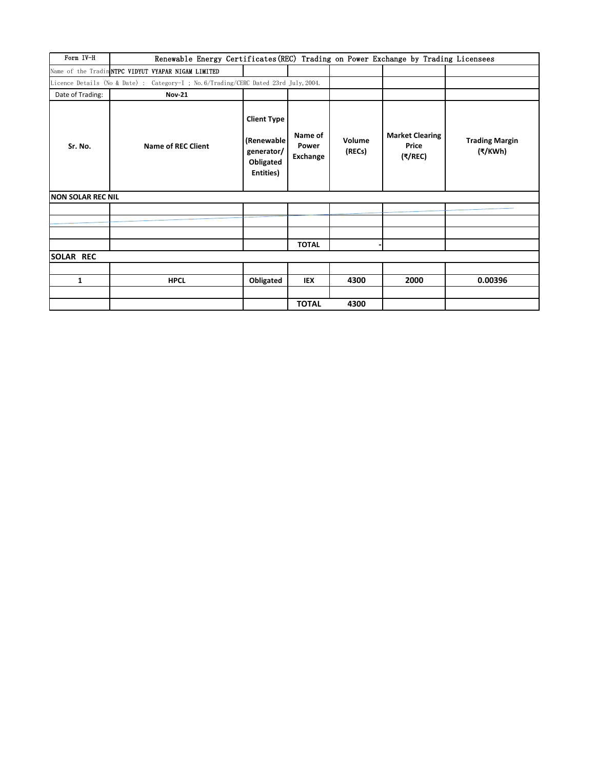| Form IV-H | Renewable Energy Certificates(REC) Trading on Power Exchange by Trading Licensees | | | | | |
|---|---|---|---|---|---|---|
| Name of the Tradin | NTPC VIDYUT VYAPAR NIGAM LIMITED | | | | | |
| Licence Details (No & Date) : Category-I ; No.6/Trading/CERC Dated 23rd July,2004. | | | | | | |
| Date of Trading: | Nov-21 | | | | | |
| Sr. No. | Name of REC Client | Client Type (Renewable generator/ Obligated Entities) | Name of Power Exchange | Volume (RECs) | Market Clearing Price (₹/REC) | Trading Margin (₹/KWh) |
| NON SOLAR REC NIL | | | | | | |
| | | | | | | |
| | | | | | | |
| | | | | | | |
| | | | TOTAL | - | | |
| SOLAR REC | | | | | | |
| | | | | | | |
| 1 | HPCL | Obligated | IEX | 4300 | 2000 | 0.00396 |
| | | | | | | |
| | | | TOTAL | 4300 | | |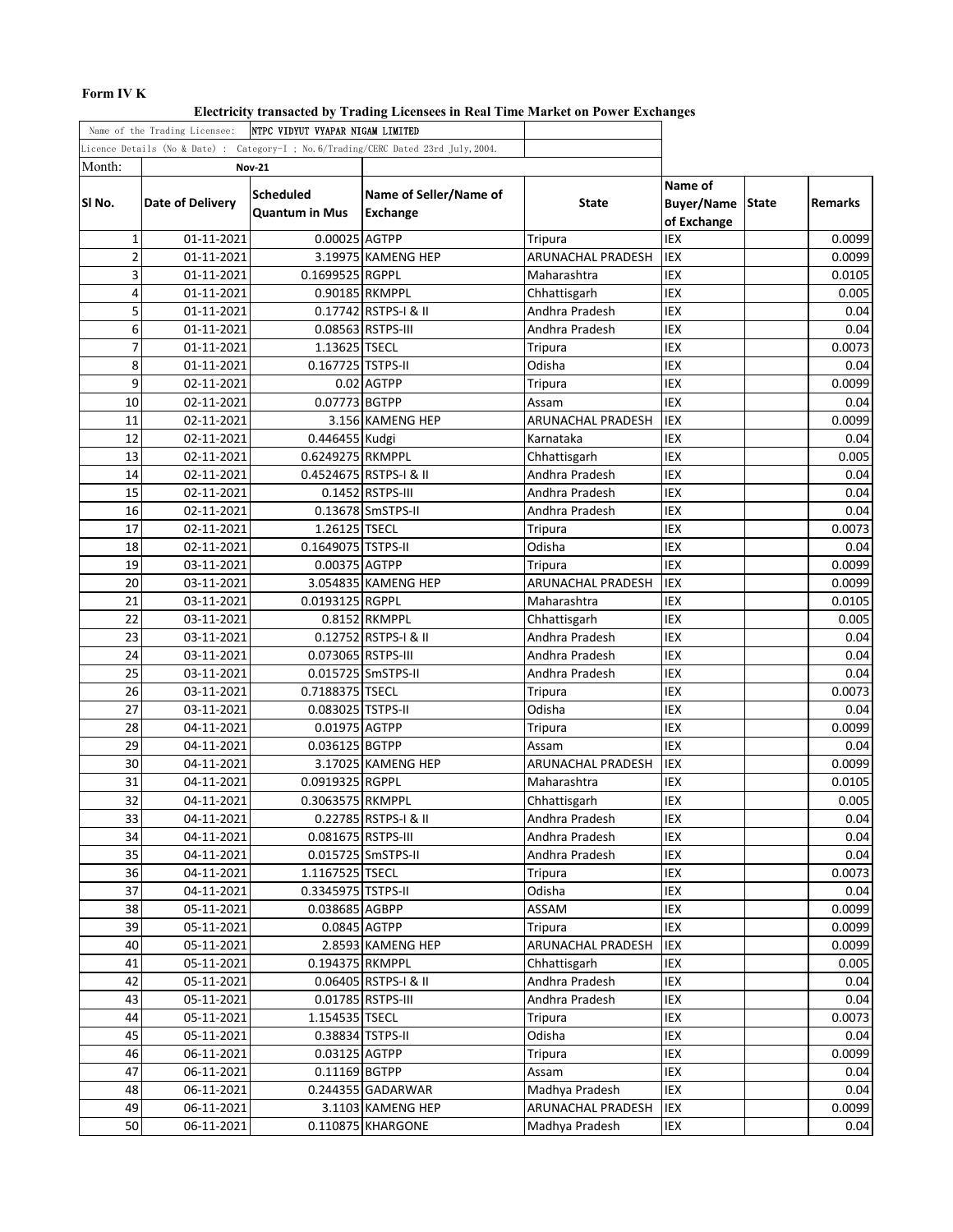**Form IV K**

**Electricity transacted by Trading Licensees in Real Time Market on Power Exchanges**

| Name of the Trading Licensee: | NTPC VIDYUT VYAPAR NIGAM LIMITED | | | | | | |
|---|---|---|---|---|---|---|---|
| Licence Details (No & Date) : Category-I ; No.6/Trading/CERC Dated 23rd July,2004. | | | | | | | |
| Month: | Nov-21 | | | | | | |
| Sl No. | Date of Delivery | Scheduled Quantum in Mus | Name of Seller/Name of Exchange | State | Name of Buyer/Name of Exchange | State | Remarks |
| 1 | 01-11-2021 | 0.00025 | AGTPP | Tripura | IEX | | 0.0099 |
| 2 | 01-11-2021 | 3.19975 | KAMENG HEP | ARUNACHAL PRADESH | IEX | | 0.0099 |
| 3 | 01-11-2021 | 0.1699525 | RGPPL | Maharashtra | IEX | | 0.0105 |
| 4 | 01-11-2021 | 0.90185 | RKMPPL | Chhattisgarh | IEX | | 0.005 |
| 5 | 01-11-2021 | 0.17742 | RSTPS-I & II | Andhra Pradesh | IEX | | 0.04 |
| 6 | 01-11-2021 | 0.08563 | RSTPS-III | Andhra Pradesh | IEX | | 0.04 |
| 7 | 01-11-2021 | 1.13625 | TSECL | Tripura | IEX | | 0.0073 |
| 8 | 01-11-2021 | 0.167725 | TSTPS-II | Odisha | IEX | | 0.04 |
| 9 | 02-11-2021 | 0.02 | AGTPP | Tripura | IEX | | 0.0099 |
| 10 | 02-11-2021 | 0.07773 | BGTPP | Assam | IEX | | 0.04 |
| 11 | 02-11-2021 | 3.156 | KAMENG HEP | ARUNACHAL PRADESH | IEX | | 0.0099 |
| 12 | 02-11-2021 | 0.446455 | Kudgi | Karnataka | IEX | | 0.04 |
| 13 | 02-11-2021 | 0.6249275 | RKMPPL | Chhattisgarh | IEX | | 0.005 |
| 14 | 02-11-2021 | 0.4524675 | RSTPS-I & II | Andhra Pradesh | IEX | | 0.04 |
| 15 | 02-11-2021 | 0.1452 | RSTPS-III | Andhra Pradesh | IEX | | 0.04 |
| 16 | 02-11-2021 | 0.13678 | SmSTPS-II | Andhra Pradesh | IEX | | 0.04 |
| 17 | 02-11-2021 | 1.26125 | TSECL | Tripura | IEX | | 0.0073 |
| 18 | 02-11-2021 | 0.1649075 | TSTPS-II | Odisha | IEX | | 0.04 |
| 19 | 03-11-2021 | 0.00375 | AGTPP | Tripura | IEX | | 0.0099 |
| 20 | 03-11-2021 | 3.054835 | KAMENG HEP | ARUNACHAL PRADESH | IEX | | 0.0099 |
| 21 | 03-11-2021 | 0.0193125 | RGPPL | Maharashtra | IEX | | 0.0105 |
| 22 | 03-11-2021 | 0.8152 | RKMPPL | Chhattisgarh | IEX | | 0.005 |
| 23 | 03-11-2021 | 0.12752 | RSTPS-I & II | Andhra Pradesh | IEX | | 0.04 |
| 24 | 03-11-2021 | 0.073065 | RSTPS-III | Andhra Pradesh | IEX | | 0.04 |
| 25 | 03-11-2021 | 0.015725 | SmSTPS-II | Andhra Pradesh | IEX | | 0.04 |
| 26 | 03-11-2021 | 0.7188375 | TSECL | Tripura | IEX | | 0.0073 |
| 27 | 03-11-2021 | 0.083025 | TSTPS-II | Odisha | IEX | | 0.04 |
| 28 | 04-11-2021 | 0.01975 | AGTPP | Tripura | IEX | | 0.0099 |
| 29 | 04-11-2021 | 0.036125 | BGTPP | Assam | IEX | | 0.04 |
| 30 | 04-11-2021 | 3.17025 | KAMENG HEP | ARUNACHAL PRADESH | IEX | | 0.0099 |
| 31 | 04-11-2021 | 0.0919325 | RGPPL | Maharashtra | IEX | | 0.0105 |
| 32 | 04-11-2021 | 0.3063575 | RKMPPL | Chhattisgarh | IEX | | 0.005 |
| 33 | 04-11-2021 | 0.22785 | RSTPS-I & II | Andhra Pradesh | IEX | | 0.04 |
| 34 | 04-11-2021 | 0.081675 | RSTPS-III | Andhra Pradesh | IEX | | 0.04 |
| 35 | 04-11-2021 | 0.015725 | SmSTPS-II | Andhra Pradesh | IEX | | 0.04 |
| 36 | 04-11-2021 | 1.1167525 | TSECL | Tripura | IEX | | 0.0073 |
| 37 | 04-11-2021 | 0.3345975 | TSTPS-II | Odisha | IEX | | 0.04 |
| 38 | 05-11-2021 | 0.038685 | AGBPP | ASSAM | IEX | | 0.0099 |
| 39 | 05-11-2021 | 0.0845 | AGTPP | Tripura | IEX | | 0.0099 |
| 40 | 05-11-2021 | 2.8593 | KAMENG HEP | ARUNACHAL PRADESH | IEX | | 0.0099 |
| 41 | 05-11-2021 | 0.194375 | RKMPPL | Chhattisgarh | IEX | | 0.005 |
| 42 | 05-11-2021 | 0.06405 | RSTPS-I & II | Andhra Pradesh | IEX | | 0.04 |
| 43 | 05-11-2021 | 0.01785 | RSTPS-III | Andhra Pradesh | IEX | | 0.04 |
| 44 | 05-11-2021 | 1.154535 | TSECL | Tripura | IEX | | 0.0073 |
| 45 | 05-11-2021 | 0.38834 | TSTPS-II | Odisha | IEX | | 0.04 |
| 46 | 06-11-2021 | 0.03125 | AGTPP | Tripura | IEX | | 0.0099 |
| 47 | 06-11-2021 | 0.11169 | BGTPP | Assam | IEX | | 0.04 |
| 48 | 06-11-2021 | 0.244355 | GADARWAR | Madhya Pradesh | IEX | | 0.04 |
| 49 | 06-11-2021 | 3.1103 | KAMENG HEP | ARUNACHAL PRADESH | IEX | | 0.0099 |
| 50 | 06-11-2021 | 0.110875 | KHARGONE | Madhya Pradesh | IEX | | 0.04 |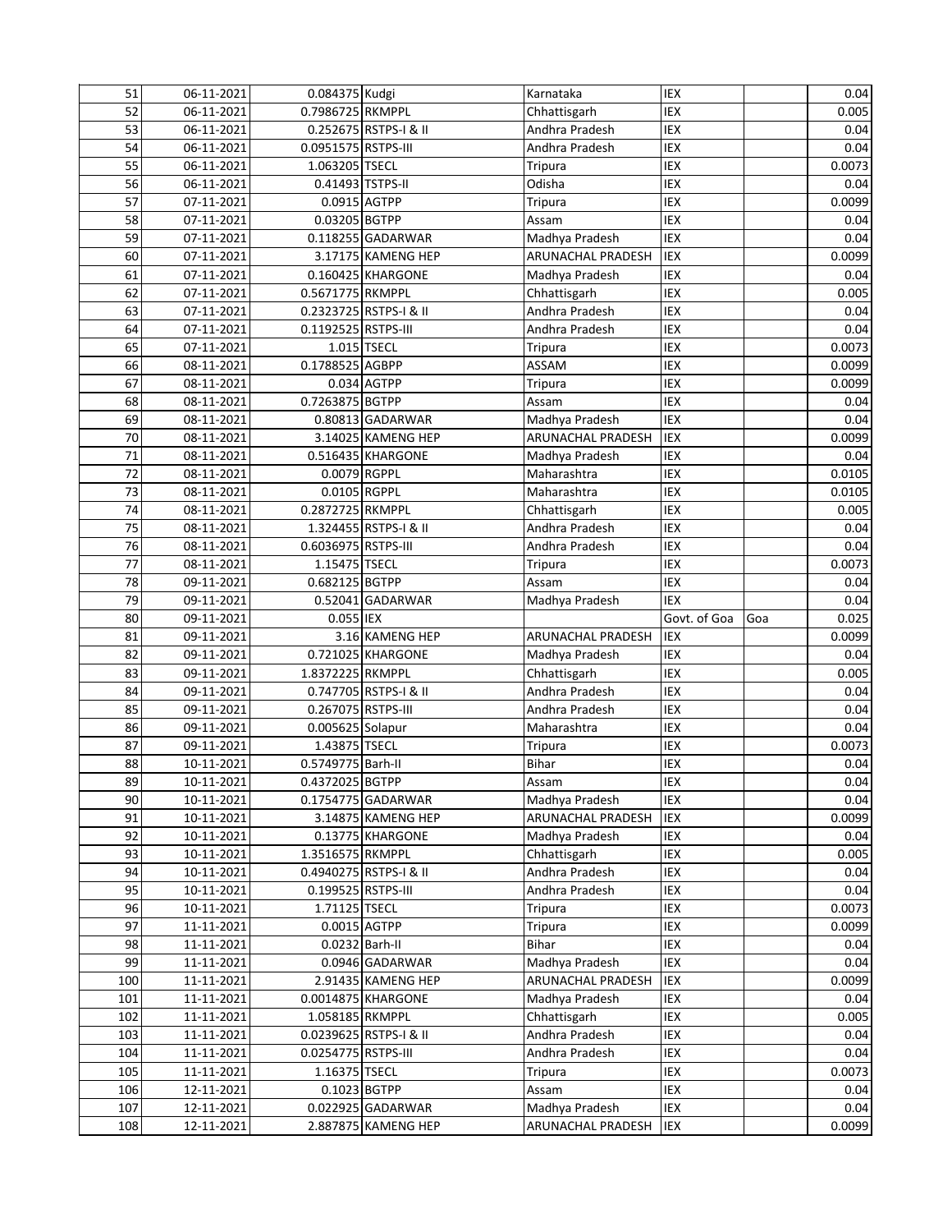| 51 | 06-11-2021 | 0.084375 | Kudgi | Karnataka | IEX | | 0.04 |
|---|---|---|---|---|---|---|---|
| 52 | 06-11-2021 | 0.7986725 | RKMPPL | Chhattisgarh | IEX | | 0.005 |
| 53 | 06-11-2021 | 0.252675 | RSTPS-I & II | Andhra Pradesh | IEX | | 0.04 |
| 54 | 06-11-2021 | 0.0951575 | RSTPS-III | Andhra Pradesh | IEX | | 0.04 |
| 55 | 06-11-2021 | 1.063205 | TSECL | Tripura | IEX | | 0.0073 |
| 56 | 06-11-2021 | 0.41493 | TSTPS-II | Odisha | IEX | | 0.04 |
| 57 | 07-11-2021 | 0.0915 | AGTPP | Tripura | IEX | | 0.0099 |
| 58 | 07-11-2021 | 0.03205 | BGTPP | Assam | IEX | | 0.04 |
| 59 | 07-11-2021 | 0.118255 | GADARWAR | Madhya Pradesh | IEX | | 0.04 |
| 60 | 07-11-2021 | 3.17175 | KAMENG HEP | ARUNACHAL PRADESH | IEX | | 0.0099 |
| 61 | 07-11-2021 | 0.160425 | KHARGONE | Madhya Pradesh | IEX | | 0.04 |
| 62 | 07-11-2021 | 0.5671775 | RKMPPL | Chhattisgarh | IEX | | 0.005 |
| 63 | 07-11-2021 | 0.2323725 | RSTPS-I & II | Andhra Pradesh | IEX | | 0.04 |
| 64 | 07-11-2021 | 0.1192525 | RSTPS-III | Andhra Pradesh | IEX | | 0.04 |
| 65 | 07-11-2021 | 1.015 | TSECL | Tripura | IEX | | 0.0073 |
| 66 | 08-11-2021 | 0.1788525 | AGBPP | ASSAM | IEX | | 0.0099 |
| 67 | 08-11-2021 | 0.034 | AGTPP | Tripura | IEX | | 0.0099 |
| 68 | 08-11-2021 | 0.7263875 | BGTPP | Assam | IEX | | 0.04 |
| 69 | 08-11-2021 | 0.80813 | GADARWAR | Madhya Pradesh | IEX | | 0.04 |
| 70 | 08-11-2021 | 3.14025 | KAMENG HEP | ARUNACHAL PRADESH | IEX | | 0.0099 |
| 71 | 08-11-2021 | 0.516435 | KHARGONE | Madhya Pradesh | IEX | | 0.04 |
| 72 | 08-11-2021 | 0.0079 | RGPPL | Maharashtra | IEX | | 0.0105 |
| 73 | 08-11-2021 | 0.0105 | RGPPL | Maharashtra | IEX | | 0.0105 |
| 74 | 08-11-2021 | 0.2872725 | RKMPPL | Chhattisgarh | IEX | | 0.005 |
| 75 | 08-11-2021 | 1.324455 | RSTPS-I & II | Andhra Pradesh | IEX | | 0.04 |
| 76 | 08-11-2021 | 0.6036975 | RSTPS-III | Andhra Pradesh | IEX | | 0.04 |
| 77 | 08-11-2021 | 1.15475 | TSECL | Tripura | IEX | | 0.0073 |
| 78 | 09-11-2021 | 0.682125 | BGTPP | Assam | IEX | | 0.04 |
| 79 | 09-11-2021 | 0.52041 | GADARWAR | Madhya Pradesh | IEX | | 0.04 |
| 80 | 09-11-2021 | 0.055 | IEX | | Govt. of Goa | Goa | 0.025 |
| 81 | 09-11-2021 | 3.16 | KAMENG HEP | ARUNACHAL PRADESH | IEX | | 0.0099 |
| 82 | 09-11-2021 | 0.721025 | KHARGONE | Madhya Pradesh | IEX | | 0.04 |
| 83 | 09-11-2021 | 1.8372225 | RKMPPL | Chhattisgarh | IEX | | 0.005 |
| 84 | 09-11-2021 | 0.747705 | RSTPS-I & II | Andhra Pradesh | IEX | | 0.04 |
| 85 | 09-11-2021 | 0.267075 | RSTPS-III | Andhra Pradesh | IEX | | 0.04 |
| 86 | 09-11-2021 | 0.005625 | Solapur | Maharashtra | IEX | | 0.04 |
| 87 | 09-11-2021 | 1.43875 | TSECL | Tripura | IEX | | 0.0073 |
| 88 | 10-11-2021 | 0.5749775 | Barh-II | Bihar | IEX | | 0.04 |
| 89 | 10-11-2021 | 0.4372025 | BGTPP | Assam | IEX | | 0.04 |
| 90 | 10-11-2021 | 0.1754775 | GADARWAR | Madhya Pradesh | IEX | | 0.04 |
| 91 | 10-11-2021 | 3.14875 | KAMENG HEP | ARUNACHAL PRADESH | IEX | | 0.0099 |
| 92 | 10-11-2021 | 0.13775 | KHARGONE | Madhya Pradesh | IEX | | 0.04 |
| 93 | 10-11-2021 | 1.3516575 | RKMPPL | Chhattisgarh | IEX | | 0.005 |
| 94 | 10-11-2021 | 0.4940275 | RSTPS-I & II | Andhra Pradesh | IEX | | 0.04 |
| 95 | 10-11-2021 | 0.199525 | RSTPS-III | Andhra Pradesh | IEX | | 0.04 |
| 96 | 10-11-2021 | 1.71125 | TSECL | Tripura | IEX | | 0.0073 |
| 97 | 11-11-2021 | 0.0015 | AGTPP | Tripura | IEX | | 0.0099 |
| 98 | 11-11-2021 | 0.0232 | Barh-II | Bihar | IEX | | 0.04 |
| 99 | 11-11-2021 | 0.0946 | GADARWAR | Madhya Pradesh | IEX | | 0.04 |
| 100 | 11-11-2021 | 2.91435 | KAMENG HEP | ARUNACHAL PRADESH | IEX | | 0.0099 |
| 101 | 11-11-2021 | 0.0014875 | KHARGONE | Madhya Pradesh | IEX | | 0.04 |
| 102 | 11-11-2021 | 1.058185 | RKMPPL | Chhattisgarh | IEX | | 0.005 |
| 103 | 11-11-2021 | 0.0239625 | RSTPS-I & II | Andhra Pradesh | IEX | | 0.04 |
| 104 | 11-11-2021 | 0.0254775 | RSTPS-III | Andhra Pradesh | IEX | | 0.04 |
| 105 | 11-11-2021 | 1.16375 | TSECL | Tripura | IEX | | 0.0073 |
| 106 | 12-11-2021 | 0.1023 | BGTPP | Assam | IEX | | 0.04 |
| 107 | 12-11-2021 | 0.022925 | GADARWAR | Madhya Pradesh | IEX | | 0.04 |
| 108 | 12-11-2021 | 2.887875 | KAMENG HEP | ARUNACHAL PRADESH | IEX | | 0.0099 |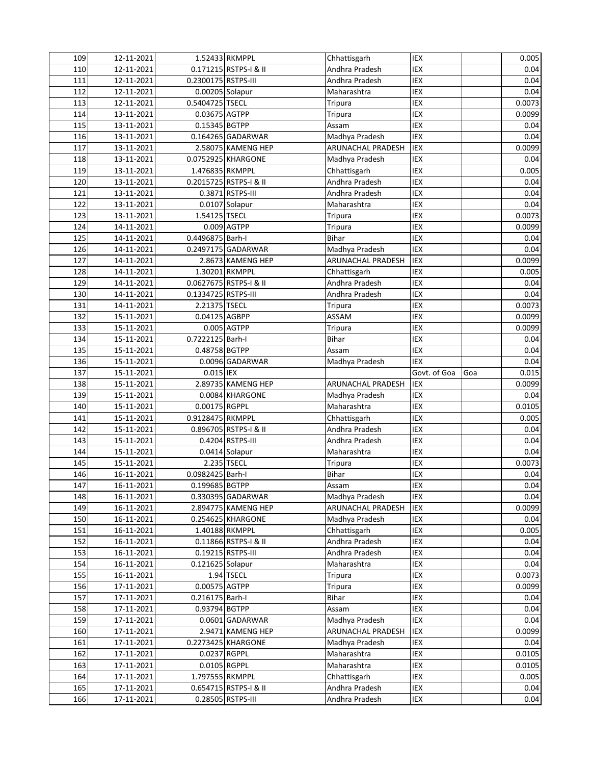| | | | | | | | |
|---|---|---|---|---|---|---|---|
| 109 | 12-11-2021 | 1.52433 | RKMPPL | Chhattisgarh | IEX | | 0.005 |
| 110 | 12-11-2021 | 0.171215 | RSTPS-I & II | Andhra Pradesh | IEX | | 0.04 |
| 111 | 12-11-2021 | 0.2300175 | RSTPS-III | Andhra Pradesh | IEX | | 0.04 |
| 112 | 12-11-2021 | 0.00205 | Solapur | Maharashtra | IEX | | 0.04 |
| 113 | 12-11-2021 | 0.5404725 | TSECL | Tripura | IEX | | 0.0073 |
| 114 | 13-11-2021 | 0.03675 | AGTPP | Tripura | IEX | | 0.0099 |
| 115 | 13-11-2021 | 0.15345 | BGTPP | Assam | IEX | | 0.04 |
| 116 | 13-11-2021 | 0.164265 | GADARWAR | Madhya Pradesh | IEX | | 0.04 |
| 117 | 13-11-2021 | 2.58075 | KAMENG HEP | ARUNACHAL PRADESH | IEX | | 0.0099 |
| 118 | 13-11-2021 | 0.0752925 | KHARGONE | Madhya Pradesh | IEX | | 0.04 |
| 119 | 13-11-2021 | 1.476835 | RKMPPL | Chhattisgarh | IEX | | 0.005 |
| 120 | 13-11-2021 | 0.2015725 | RSTPS-I & II | Andhra Pradesh | IEX | | 0.04 |
| 121 | 13-11-2021 | 0.3871 | RSTPS-III | Andhra Pradesh | IEX | | 0.04 |
| 122 | 13-11-2021 | 0.0107 | Solapur | Maharashtra | IEX | | 0.04 |
| 123 | 13-11-2021 | 1.54125 | TSECL | Tripura | IEX | | 0.0073 |
| 124 | 14-11-2021 | 0.009 | AGTPP | Tripura | IEX | | 0.0099 |
| 125 | 14-11-2021 | 0.4496875 | Barh-I | Bihar | IEX | | 0.04 |
| 126 | 14-11-2021 | 0.2497175 | GADARWAR | Madhya Pradesh | IEX | | 0.04 |
| 127 | 14-11-2021 | 2.8673 | KAMENG HEP | ARUNACHAL PRADESH | IEX | | 0.0099 |
| 128 | 14-11-2021 | 1.30201 | RKMPPL | Chhattisgarh | IEX | | 0.005 |
| 129 | 14-11-2021 | 0.0627675 | RSTPS-I & II | Andhra Pradesh | IEX | | 0.04 |
| 130 | 14-11-2021 | 0.1334725 | RSTPS-III | Andhra Pradesh | IEX | | 0.04 |
| 131 | 14-11-2021 | 2.21375 | TSECL | Tripura | IEX | | 0.0073 |
| 132 | 15-11-2021 | 0.04125 | AGBPP | ASSAM | IEX | | 0.0099 |
| 133 | 15-11-2021 | 0.005 | AGTPP | Tripura | IEX | | 0.0099 |
| 134 | 15-11-2021 | 0.7222125 | Barh-I | Bihar | IEX | | 0.04 |
| 135 | 15-11-2021 | 0.48758 | BGTPP | Assam | IEX | | 0.04 |
| 136 | 15-11-2021 | 0.0096 | GADARWAR | Madhya Pradesh | IEX | | 0.04 |
| 137 | 15-11-2021 | 0.015 | IEX | | Govt. of Goa | Goa | 0.015 |
| 138 | 15-11-2021 | 2.89735 | KAMENG HEP | ARUNACHAL PRADESH | IEX | | 0.0099 |
| 139 | 15-11-2021 | 0.0084 | KHARGONE | Madhya Pradesh | IEX | | 0.04 |
| 140 | 15-11-2021 | 0.00175 | RGPPL | Maharashtra | IEX | | 0.0105 |
| 141 | 15-11-2021 | 0.9128475 | RKMPPL | Chhattisgarh | IEX | | 0.005 |
| 142 | 15-11-2021 | 0.896705 | RSTPS-I & II | Andhra Pradesh | IEX | | 0.04 |
| 143 | 15-11-2021 | 0.4204 | RSTPS-III | Andhra Pradesh | IEX | | 0.04 |
| 144 | 15-11-2021 | 0.0414 | Solapur | Maharashtra | IEX | | 0.04 |
| 145 | 15-11-2021 | 2.235 | TSECL | Tripura | IEX | | 0.0073 |
| 146 | 16-11-2021 | 0.0982425 | Barh-I | Bihar | IEX | | 0.04 |
| 147 | 16-11-2021 | 0.199685 | BGTPP | Assam | IEX | | 0.04 |
| 148 | 16-11-2021 | 0.330395 | GADARWAR | Madhya Pradesh | IEX | | 0.04 |
| 149 | 16-11-2021 | 2.894775 | KAMENG HEP | ARUNACHAL PRADESH | IEX | | 0.0099 |
| 150 | 16-11-2021 | 0.254625 | KHARGONE | Madhya Pradesh | IEX | | 0.04 |
| 151 | 16-11-2021 | 1.40188 | RKMPPL | Chhattisgarh | IEX | | 0.005 |
| 152 | 16-11-2021 | 0.11866 | RSTPS-I & II | Andhra Pradesh | IEX | | 0.04 |
| 153 | 16-11-2021 | 0.19215 | RSTPS-III | Andhra Pradesh | IEX | | 0.04 |
| 154 | 16-11-2021 | 0.121625 | Solapur | Maharashtra | IEX | | 0.04 |
| 155 | 16-11-2021 | 1.94 | TSECL | Tripura | IEX | | 0.0073 |
| 156 | 17-11-2021 | 0.00575 | AGTPP | Tripura | IEX | | 0.0099 |
| 157 | 17-11-2021 | 0.216175 | Barh-I | Bihar | IEX | | 0.04 |
| 158 | 17-11-2021 | 0.93794 | BGTPP | Assam | IEX | | 0.04 |
| 159 | 17-11-2021 | 0.0601 | GADARWAR | Madhya Pradesh | IEX | | 0.04 |
| 160 | 17-11-2021 | 2.9471 | KAMENG HEP | ARUNACHAL PRADESH | IEX | | 0.0099 |
| 161 | 17-11-2021 | 0.2273425 | KHARGONE | Madhya Pradesh | IEX | | 0.04 |
| 162 | 17-11-2021 | 0.0237 | RGPPL | Maharashtra | IEX | | 0.0105 |
| 163 | 17-11-2021 | 0.0105 | RGPPL | Maharashtra | IEX | | 0.0105 |
| 164 | 17-11-2021 | 1.797555 | RKMPPL | Chhattisgarh | IEX | | 0.005 |
| 165 | 17-11-2021 | 0.654715 | RSTPS-I & II | Andhra Pradesh | IEX | | 0.04 |
| 166 | 17-11-2021 | 0.28505 | RSTPS-III | Andhra Pradesh | IEX | | 0.04 |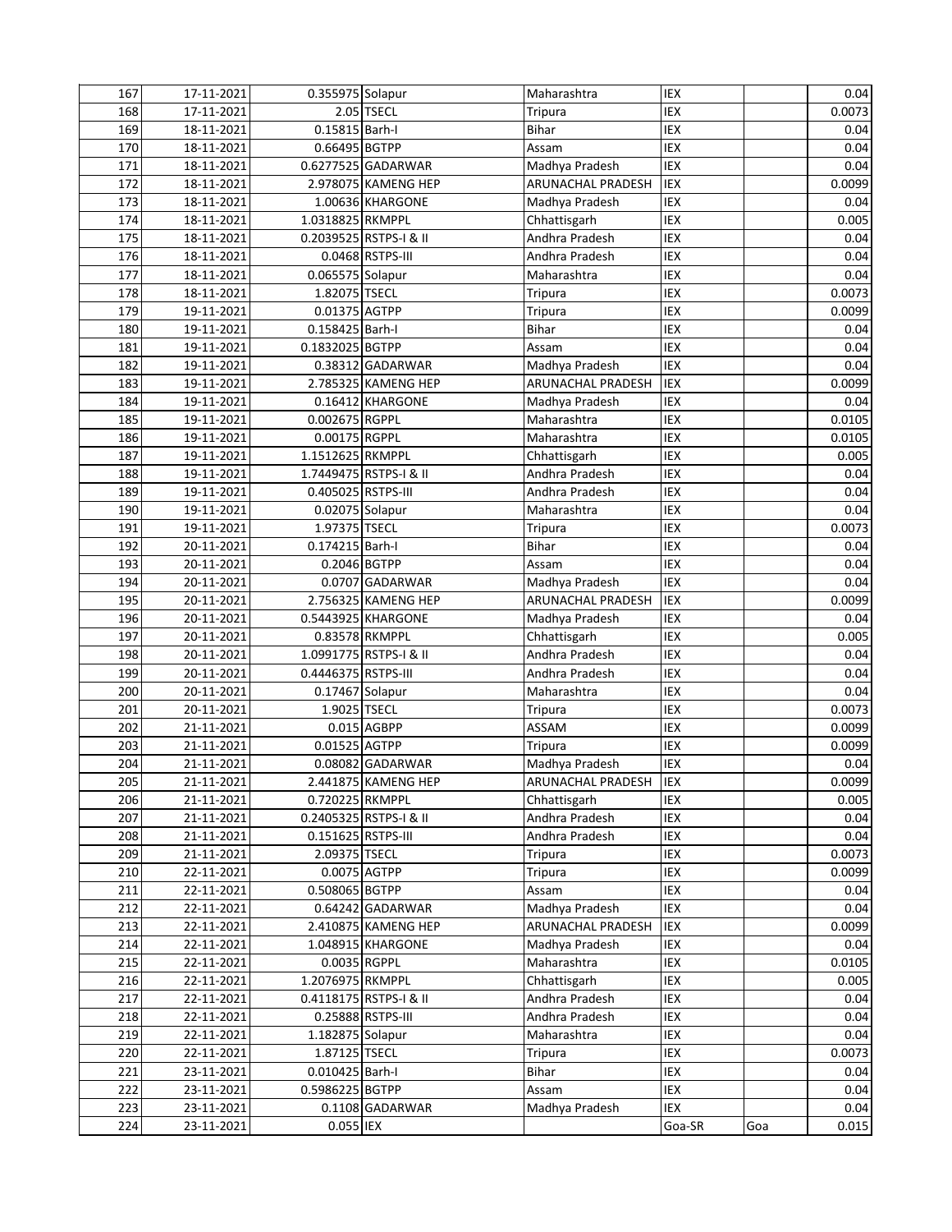| | | | | | | | |
|---|---|---|---|---|---|---|---|
| 167 | 17-11-2021 | 0.355975 | Solapur | Maharashtra | IEX | | 0.04 |
| 168 | 17-11-2021 | 2.05 | TSECL | Tripura | IEX | | 0.0073 |
| 169 | 18-11-2021 | 0.15815 | Barh-I | Bihar | IEX | | 0.04 |
| 170 | 18-11-2021 | 0.66495 | BGTPP | Assam | IEX | | 0.04 |
| 171 | 18-11-2021 | 0.6277525 | GADARWAR | Madhya Pradesh | IEX | | 0.04 |
| 172 | 18-11-2021 | 2.978075 | KAMENG HEP | ARUNACHAL PRADESH | IEX | | 0.0099 |
| 173 | 18-11-2021 | 1.00636 | KHARGONE | Madhya Pradesh | IEX | | 0.04 |
| 174 | 18-11-2021 | 1.0318825 | RKMPPL | Chhattisgarh | IEX | | 0.005 |
| 175 | 18-11-2021 | 0.2039525 | RSTPS-I & II | Andhra Pradesh | IEX | | 0.04 |
| 176 | 18-11-2021 | 0.0468 | RSTPS-III | Andhra Pradesh | IEX | | 0.04 |
| 177 | 18-11-2021 | 0.065575 | Solapur | Maharashtra | IEX | | 0.04 |
| 178 | 18-11-2021 | 1.82075 | TSECL | Tripura | IEX | | 0.0073 |
| 179 | 19-11-2021 | 0.01375 | AGTPP | Tripura | IEX | | 0.0099 |
| 180 | 19-11-2021 | 0.158425 | Barh-I | Bihar | IEX | | 0.04 |
| 181 | 19-11-2021 | 0.1832025 | BGTPP | Assam | IEX | | 0.04 |
| 182 | 19-11-2021 | 0.38312 | GADARWAR | Madhya Pradesh | IEX | | 0.04 |
| 183 | 19-11-2021 | 2.785325 | KAMENG HEP | ARUNACHAL PRADESH | IEX | | 0.0099 |
| 184 | 19-11-2021 | 0.16412 | KHARGONE | Madhya Pradesh | IEX | | 0.04 |
| 185 | 19-11-2021 | 0.002675 | RGPPL | Maharashtra | IEX | | 0.0105 |
| 186 | 19-11-2021 | 0.00175 | RGPPL | Maharashtra | IEX | | 0.0105 |
| 187 | 19-11-2021 | 1.1512625 | RKMPPL | Chhattisgarh | IEX | | 0.005 |
| 188 | 19-11-2021 | 1.7449475 | RSTPS-I & II | Andhra Pradesh | IEX | | 0.04 |
| 189 | 19-11-2021 | 0.405025 | RSTPS-III | Andhra Pradesh | IEX | | 0.04 |
| 190 | 19-11-2021 | 0.02075 | Solapur | Maharashtra | IEX | | 0.04 |
| 191 | 19-11-2021 | 1.97375 | TSECL | Tripura | IEX | | 0.0073 |
| 192 | 20-11-2021 | 0.174215 | Barh-I | Bihar | IEX | | 0.04 |
| 193 | 20-11-2021 | 0.2046 | BGTPP | Assam | IEX | | 0.04 |
| 194 | 20-11-2021 | 0.0707 | GADARWAR | Madhya Pradesh | IEX | | 0.04 |
| 195 | 20-11-2021 | 2.756325 | KAMENG HEP | ARUNACHAL PRADESH | IEX | | 0.0099 |
| 196 | 20-11-2021 | 0.5443925 | KHARGONE | Madhya Pradesh | IEX | | 0.04 |
| 197 | 20-11-2021 | 0.83578 | RKMPPL | Chhattisgarh | IEX | | 0.005 |
| 198 | 20-11-2021 | 1.0991775 | RSTPS-I & II | Andhra Pradesh | IEX | | 0.04 |
| 199 | 20-11-2021 | 0.4446375 | RSTPS-III | Andhra Pradesh | IEX | | 0.04 |
| 200 | 20-11-2021 | 0.17467 | Solapur | Maharashtra | IEX | | 0.04 |
| 201 | 20-11-2021 | 1.9025 | TSECL | Tripura | IEX | | 0.0073 |
| 202 | 21-11-2021 | 0.015 | AGBPP | ASSAM | IEX | | 0.0099 |
| 203 | 21-11-2021 | 0.01525 | AGTPP | Tripura | IEX | | 0.0099 |
| 204 | 21-11-2021 | 0.08082 | GADARWAR | Madhya Pradesh | IEX | | 0.04 |
| 205 | 21-11-2021 | 2.441875 | KAMENG HEP | ARUNACHAL PRADESH | IEX | | 0.0099 |
| 206 | 21-11-2021 | 0.720225 | RKMPPL | Chhattisgarh | IEX | | 0.005 |
| 207 | 21-11-2021 | 0.2405325 | RSTPS-I & II | Andhra Pradesh | IEX | | 0.04 |
| 208 | 21-11-2021 | 0.151625 | RSTPS-III | Andhra Pradesh | IEX | | 0.04 |
| 209 | 21-11-2021 | 2.09375 | TSECL | Tripura | IEX | | 0.0073 |
| 210 | 22-11-2021 | 0.0075 | AGTPP | Tripura | IEX | | 0.0099 |
| 211 | 22-11-2021 | 0.508065 | BGTPP | Assam | IEX | | 0.04 |
| 212 | 22-11-2021 | 0.64242 | GADARWAR | Madhya Pradesh | IEX | | 0.04 |
| 213 | 22-11-2021 | 2.410875 | KAMENG HEP | ARUNACHAL PRADESH | IEX | | 0.0099 |
| 214 | 22-11-2021 | 1.048915 | KHARGONE | Madhya Pradesh | IEX | | 0.04 |
| 215 | 22-11-2021 | 0.0035 | RGPPL | Maharashtra | IEX | | 0.0105 |
| 216 | 22-11-2021 | 1.2076975 | RKMPPL | Chhattisgarh | IEX | | 0.005 |
| 217 | 22-11-2021 | 0.4118175 | RSTPS-I & II | Andhra Pradesh | IEX | | 0.04 |
| 218 | 22-11-2021 | 0.25888 | RSTPS-III | Andhra Pradesh | IEX | | 0.04 |
| 219 | 22-11-2021 | 1.182875 | Solapur | Maharashtra | IEX | | 0.04 |
| 220 | 22-11-2021 | 1.87125 | TSECL | Tripura | IEX | | 0.0073 |
| 221 | 23-11-2021 | 0.010425 | Barh-I | Bihar | IEX | | 0.04 |
| 222 | 23-11-2021 | 0.5986225 | BGTPP | Assam | IEX | | 0.04 |
| 223 | 23-11-2021 | 0.1108 | GADARWAR | Madhya Pradesh | IEX | | 0.04 |
| 224 | 23-11-2021 | 0.055 | IEX | | Goa-SR | Goa | 0.015 |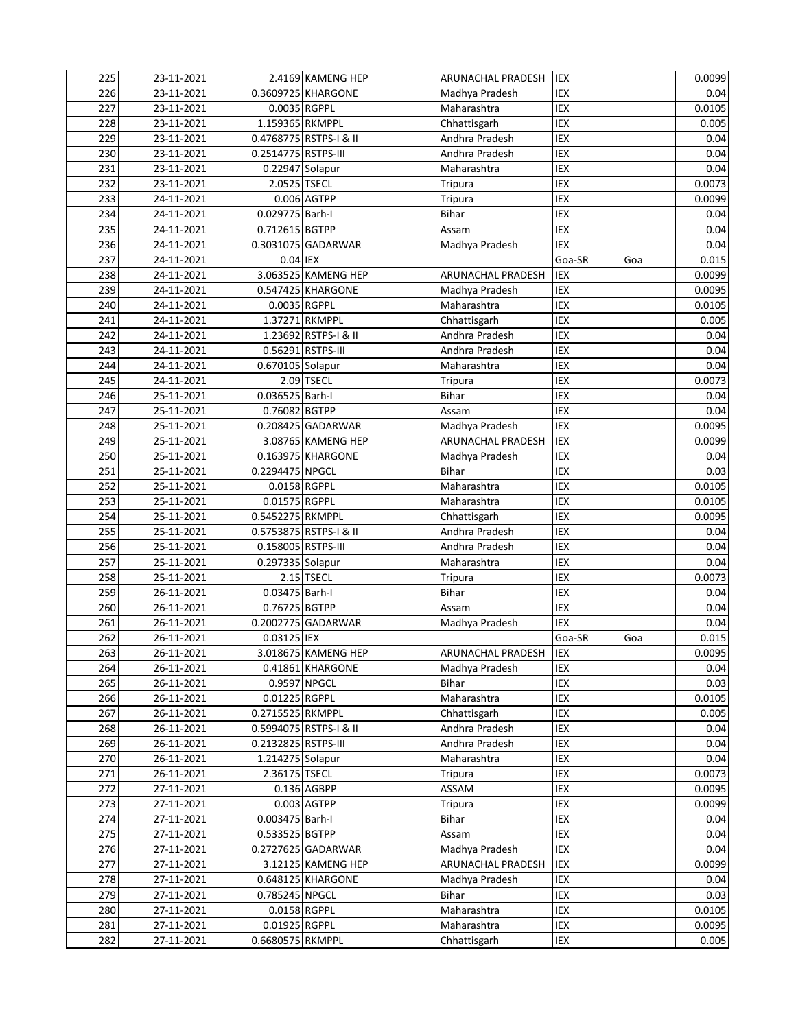| | | | | | | | |
|---|---|---|---|---|---|---|---|
| 225 | 23-11-2021 | 2.4169 | KAMENG HEP | ARUNACHAL PRADESH | IEX | | 0.0099 |
| 226 | 23-11-2021 | 0.3609725 | KHARGONE | Madhya Pradesh | IEX | | 0.04 |
| 227 | 23-11-2021 | 0.0035 | RGPPL | Maharashtra | IEX | | 0.0105 |
| 228 | 23-11-2021 | 1.159365 | RKMPPL | Chhattisgarh | IEX | | 0.005 |
| 229 | 23-11-2021 | 0.4768775 | RSTPS-I & II | Andhra Pradesh | IEX | | 0.04 |
| 230 | 23-11-2021 | 0.2514775 | RSTPS-III | Andhra Pradesh | IEX | | 0.04 |
| 231 | 23-11-2021 | 0.22947 | Solapur | Maharashtra | IEX | | 0.04 |
| 232 | 23-11-2021 | 2.0525 | TSECL | Tripura | IEX | | 0.0073 |
| 233 | 24-11-2021 | 0.006 | AGTPP | Tripura | IEX | | 0.0099 |
| 234 | 24-11-2021 | 0.029775 | Barh-I | Bihar | IEX | | 0.04 |
| 235 | 24-11-2021 | 0.712615 | BGTPP | Assam | IEX | | 0.04 |
| 236 | 24-11-2021 | 0.3031075 | GADARWAR | Madhya Pradesh | IEX | | 0.04 |
| 237 | 24-11-2021 | 0.04 | IEX | | Goa-SR | Goa | 0.015 |
| 238 | 24-11-2021 | 3.063525 | KAMENG HEP | ARUNACHAL PRADESH | IEX | | 0.0099 |
| 239 | 24-11-2021 | 0.547425 | KHARGONE | Madhya Pradesh | IEX | | 0.0095 |
| 240 | 24-11-2021 | 0.0035 | RGPPL | Maharashtra | IEX | | 0.0105 |
| 241 | 24-11-2021 | 1.37271 | RKMPPL | Chhattisgarh | IEX | | 0.005 |
| 242 | 24-11-2021 | 1.23692 | RSTPS-I & II | Andhra Pradesh | IEX | | 0.04 |
| 243 | 24-11-2021 | 0.56291 | RSTPS-III | Andhra Pradesh | IEX | | 0.04 |
| 244 | 24-11-2021 | 0.670105 | Solapur | Maharashtra | IEX | | 0.04 |
| 245 | 24-11-2021 | 2.09 | TSECL | Tripura | IEX | | 0.0073 |
| 246 | 25-11-2021 | 0.036525 | Barh-I | Bihar | IEX | | 0.04 |
| 247 | 25-11-2021 | 0.76082 | BGTPP | Assam | IEX | | 0.04 |
| 248 | 25-11-2021 | 0.208425 | GADARWAR | Madhya Pradesh | IEX | | 0.0095 |
| 249 | 25-11-2021 | 3.08765 | KAMENG HEP | ARUNACHAL PRADESH | IEX | | 0.0099 |
| 250 | 25-11-2021 | 0.163975 | KHARGONE | Madhya Pradesh | IEX | | 0.04 |
| 251 | 25-11-2021 | 0.2294475 | NPGCL | Bihar | IEX | | 0.03 |
| 252 | 25-11-2021 | 0.0158 | RGPPL | Maharashtra | IEX | | 0.0105 |
| 253 | 25-11-2021 | 0.01575 | RGPPL | Maharashtra | IEX | | 0.0105 |
| 254 | 25-11-2021 | 0.5452275 | RKMPPL | Chhattisgarh | IEX | | 0.0095 |
| 255 | 25-11-2021 | 0.5753875 | RSTPS-I & II | Andhra Pradesh | IEX | | 0.04 |
| 256 | 25-11-2021 | 0.158005 | RSTPS-III | Andhra Pradesh | IEX | | 0.04 |
| 257 | 25-11-2021 | 0.297335 | Solapur | Maharashtra | IEX | | 0.04 |
| 258 | 25-11-2021 | 2.15 | TSECL | Tripura | IEX | | 0.0073 |
| 259 | 26-11-2021 | 0.03475 | Barh-I | Bihar | IEX | | 0.04 |
| 260 | 26-11-2021 | 0.76725 | BGTPP | Assam | IEX | | 0.04 |
| 261 | 26-11-2021 | 0.2002775 | GADARWAR | Madhya Pradesh | IEX | | 0.04 |
| 262 | 26-11-2021 | 0.03125 | IEX | | Goa-SR | Goa | 0.015 |
| 263 | 26-11-2021 | 3.018675 | KAMENG HEP | ARUNACHAL PRADESH | IEX | | 0.0095 |
| 264 | 26-11-2021 | 0.41861 | KHARGONE | Madhya Pradesh | IEX | | 0.04 |
| 265 | 26-11-2021 | 0.9597 | NPGCL | Bihar | IEX | | 0.03 |
| 266 | 26-11-2021 | 0.01225 | RGPPL | Maharashtra | IEX | | 0.0105 |
| 267 | 26-11-2021 | 0.2715525 | RKMPPL | Chhattisgarh | IEX | | 0.005 |
| 268 | 26-11-2021 | 0.5994075 | RSTPS-I & II | Andhra Pradesh | IEX | | 0.04 |
| 269 | 26-11-2021 | 0.2132825 | RSTPS-III | Andhra Pradesh | IEX | | 0.04 |
| 270 | 26-11-2021 | 1.214275 | Solapur | Maharashtra | IEX | | 0.04 |
| 271 | 26-11-2021 | 2.36175 | TSECL | Tripura | IEX | | 0.0073 |
| 272 | 27-11-2021 | 0.136 | AGBPP | ASSAM | IEX | | 0.0095 |
| 273 | 27-11-2021 | 0.003 | AGTPP | Tripura | IEX | | 0.0099 |
| 274 | 27-11-2021 | 0.003475 | Barh-I | Bihar | IEX | | 0.04 |
| 275 | 27-11-2021 | 0.533525 | BGTPP | Assam | IEX | | 0.04 |
| 276 | 27-11-2021 | 0.2727625 | GADARWAR | Madhya Pradesh | IEX | | 0.04 |
| 277 | 27-11-2021 | 3.12125 | KAMENG HEP | ARUNACHAL PRADESH | IEX | | 0.0099 |
| 278 | 27-11-2021 | 0.648125 | KHARGONE | Madhya Pradesh | IEX | | 0.04 |
| 279 | 27-11-2021 | 0.785245 | NPGCL | Bihar | IEX | | 0.03 |
| 280 | 27-11-2021 | 0.0158 | RGPPL | Maharashtra | IEX | | 0.0105 |
| 281 | 27-11-2021 | 0.01925 | RGPPL | Maharashtra | IEX | | 0.0095 |
| 282 | 27-11-2021 | 0.6680575 | RKMPPL | Chhattisgarh | IEX | | 0.005 |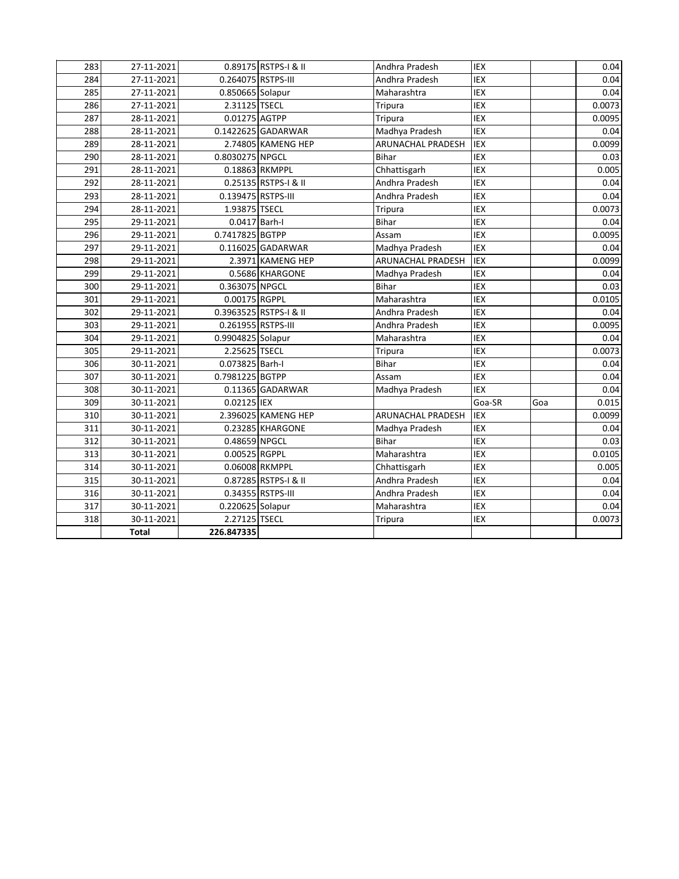| 283 | 27-11-2021 | 0.89175 | RSTPS-I & II | Andhra Pradesh | IEX | | 0.04 |
|---|---|---|---|---|---|---|---|
| 284 | 27-11-2021 | 0.264075 | RSTPS-III | Andhra Pradesh | IEX | | 0.04 |
| 285 | 27-11-2021 | 0.850665 | Solapur | Maharashtra | IEX | | 0.04 |
| 286 | 27-11-2021 | 2.31125 | TSECL | Tripura | IEX | | 0.0073 |
| 287 | 28-11-2021 | 0.01275 | AGTPP | Tripura | IEX | | 0.0095 |
| 288 | 28-11-2021 | 0.1422625 | GADARWAR | Madhya Pradesh | IEX | | 0.04 |
| 289 | 28-11-2021 | 2.74805 | KAMENG HEP | ARUNACHAL PRADESH | IEX | | 0.0099 |
| 290 | 28-11-2021 | 0.8030275 | NPGCL | Bihar | IEX | | 0.03 |
| 291 | 28-11-2021 | 0.18863 | RKMPPL | Chhattisgarh | IEX | | 0.005 |
| 292 | 28-11-2021 | 0.25135 | RSTPS-I & II | Andhra Pradesh | IEX | | 0.04 |
| 293 | 28-11-2021 | 0.139475 | RSTPS-III | Andhra Pradesh | IEX | | 0.04 |
| 294 | 28-11-2021 | 1.93875 | TSECL | Tripura | IEX | | 0.0073 |
| 295 | 29-11-2021 | 0.0417 | Barh-I | Bihar | IEX | | 0.04 |
| 296 | 29-11-2021 | 0.7417825 | BGTPP | Assam | IEX | | 0.0095 |
| 297 | 29-11-2021 | 0.116025 | GADARWAR | Madhya Pradesh | IEX | | 0.04 |
| 298 | 29-11-2021 | 2.3971 | KAMENG HEP | ARUNACHAL PRADESH | IEX | | 0.0099 |
| 299 | 29-11-2021 | 0.5686 | KHARGONE | Madhya Pradesh | IEX | | 0.04 |
| 300 | 29-11-2021 | 0.363075 | NPGCL | Bihar | IEX | | 0.03 |
| 301 | 29-11-2021 | 0.00175 | RGPPL | Maharashtra | IEX | | 0.0105 |
| 302 | 29-11-2021 | 0.3963525 | RSTPS-I & II | Andhra Pradesh | IEX | | 0.04 |
| 303 | 29-11-2021 | 0.261955 | RSTPS-III | Andhra Pradesh | IEX | | 0.0095 |
| 304 | 29-11-2021 | 0.9904825 | Solapur | Maharashtra | IEX | | 0.04 |
| 305 | 29-11-2021 | 2.25625 | TSECL | Tripura | IEX | | 0.0073 |
| 306 | 30-11-2021 | 0.073825 | Barh-I | Bihar | IEX | | 0.04 |
| 307 | 30-11-2021 | 0.7981225 | BGTPP | Assam | IEX | | 0.04 |
| 308 | 30-11-2021 | 0.11365 | GADARWAR | Madhya Pradesh | IEX | | 0.04 |
| 309 | 30-11-2021 | 0.02125 | IEX | | Goa-SR | Goa | 0.015 |
| 310 | 30-11-2021 | 2.396025 | KAMENG HEP | ARUNACHAL PRADESH | IEX | | 0.0099 |
| 311 | 30-11-2021 | 0.23285 | KHARGONE | Madhya Pradesh | IEX | | 0.04 |
| 312 | 30-11-2021 | 0.48659 | NPGCL | Bihar | IEX | | 0.03 |
| 313 | 30-11-2021 | 0.00525 | RGPPL | Maharashtra | IEX | | 0.0105 |
| 314 | 30-11-2021 | 0.06008 | RKMPPL | Chhattisgarh | IEX | | 0.005 |
| 315 | 30-11-2021 | 0.87285 | RSTPS-I & II | Andhra Pradesh | IEX | | 0.04 |
| 316 | 30-11-2021 | 0.34355 | RSTPS-III | Andhra Pradesh | IEX | | 0.04 |
| 317 | 30-11-2021 | 0.220625 | Solapur | Maharashtra | IEX | | 0.04 |
| 318 | 30-11-2021 | 2.27125 | TSECL | Tripura | IEX | | 0.0073 |
| | **Total** | **226.847335** | | | | | |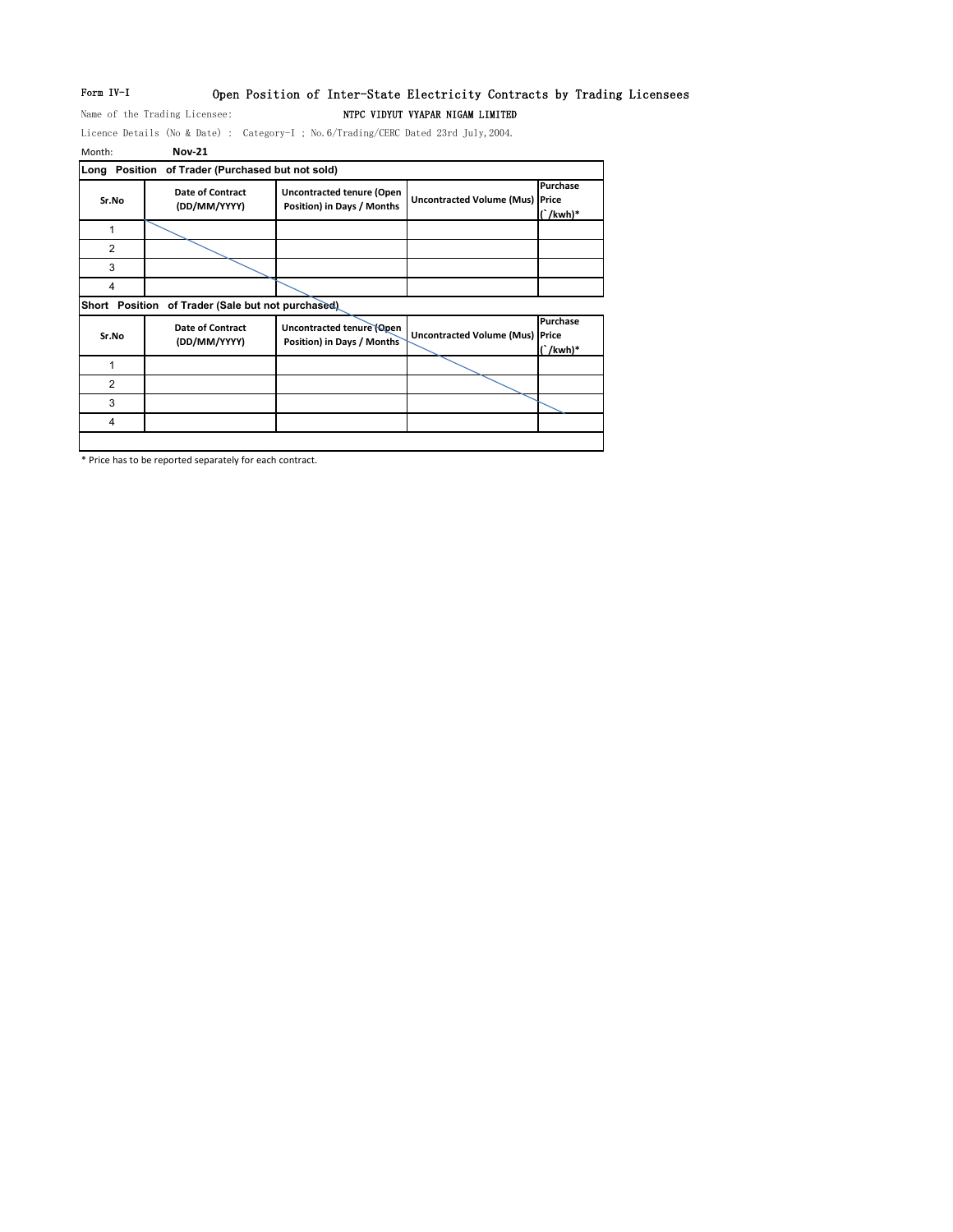Form IV-I

# Open Position of Inter-State Electricity Contracts by Trading Licensees

Name of the Trading Licensee: **NTPC VIDYUT VYAPAR NIGAM LIMITED**

Licence Details (No & Date) : Category-I ; No.6/Trading/CERC Dated 23rd July,2004.

Month: **Nov-21**

**Long Position of Trader (Purchased but not sold)**

| Sr.No | Date of Contract (DD/MM/YYYY) | Uncontracted tenure (Open Position) in Days / Months | Uncontracted Volume (Mus) | Purchase Price (`/kwh)* |
|---|---|---|---|---|
| 1 | | | | |
| 2 | | | | |
| 3 | | | | |
| 4 | | | | |

**Short Position of Trader (Sale but not purchased)**

| Sr.No | Date of Contract (DD/MM/YYYY) | Uncontracted tenure (Open Position) in Days / Months | Uncontracted Volume (Mus) | Purchase Price (`/kwh)* |
|---|---|---|---|---|
| 1 | | | | |
| 2 | | | | |
| 3 | | | | |
| 4 | | | | |

* Price has to be reported separately for each contract.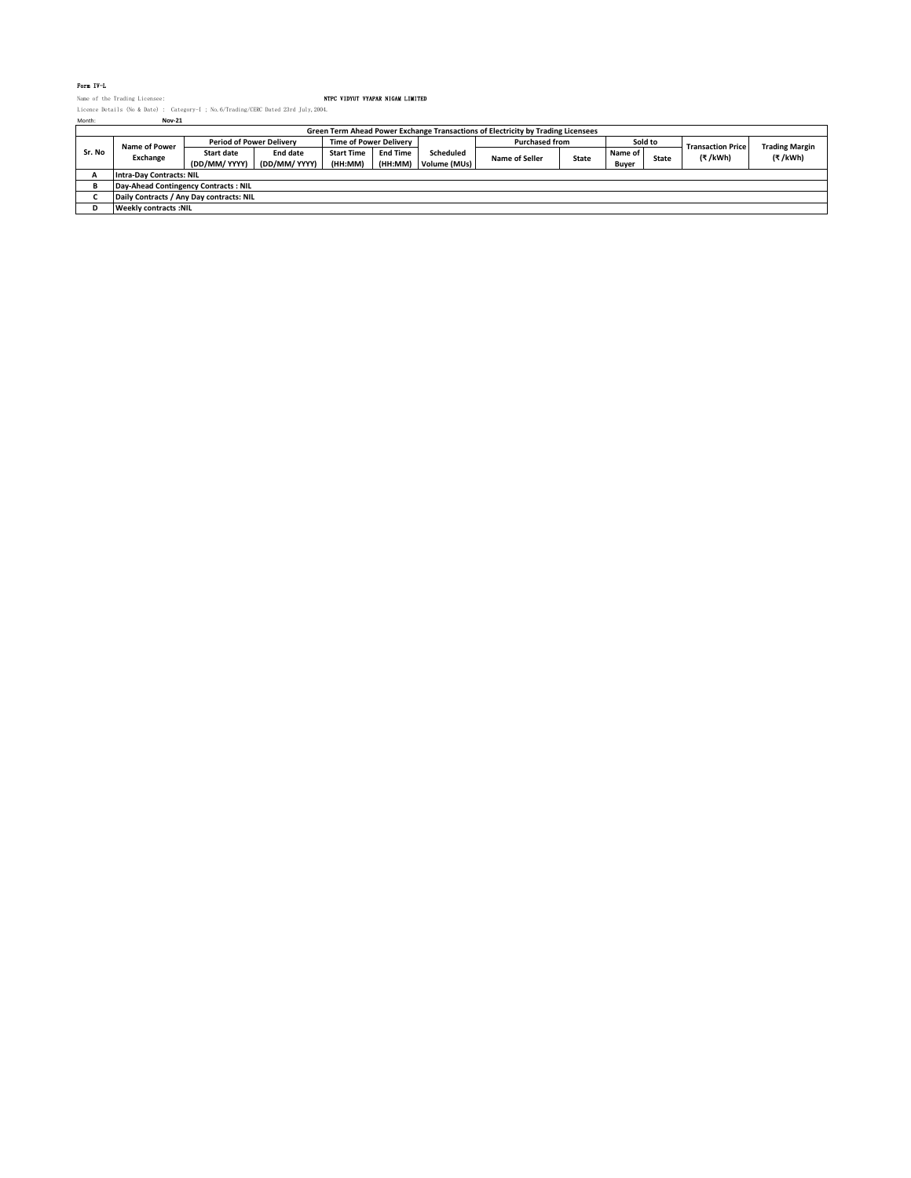Form IV-L

Name of the Trading Licensee: NTPC VIDYUT VYAPAR NIGAM LIMITED

Licence Details (No & Date) : Category-I ; No.6/Trading/CERC Dated 23rd July,2004.

Month: Nov-21

| Green Term Ahead Power Exchange Transactions of Electricity by Trading Licensees | | | | | | | | | | | | |
|---|---|---|---|---|---|---|---|---|---|---|---|---|
| Sr. No | Name of Power Exchange | Period of Power Delivery | | Time of Power Delivery | | Scheduled Volume (MUs) | Purchased from | | Sold to | | Transaction Price (₹ /kWh) | Trading Margin (₹ /kWh) |
| | | Start date (DD/MM/ YYYY) | End date (DD/MM/ YYYY) | Start Time (HH:MM) | End Time (HH:MM) | | Name of Seller | State | Name of Buyer | State | | |
| A | Intra-Day Contracts: NIL | | | | | | | | | | | |
| B | Day-Ahead Contingency Contracts : NIL | | | | | | | | | | | |
| C | Daily Contracts / Any Day contracts: NIL | | | | | | | | | | | |
| D | Weekly contracts :NIL | | | | | | | | | | | |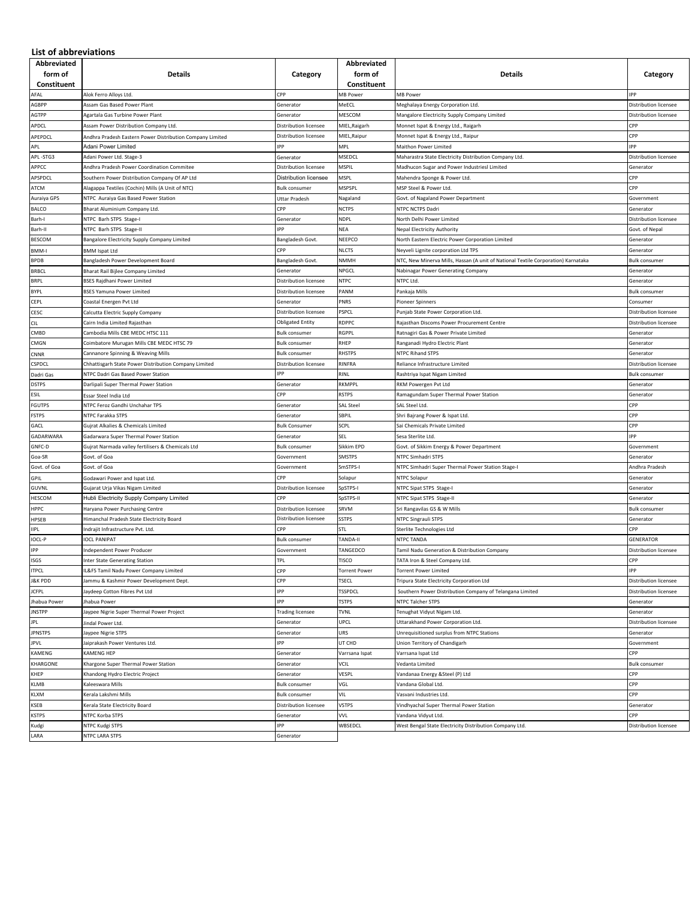## List of abbreviations

| Abbreviated form of Constituent | Details | Category | Abbreviated form of Constituent | Details | Category |
|---|---|---|---|---|---|
| AFAL | Alok Ferro Alloys Ltd. | CPP | MB Power | MB Power | IPP |
| AGBPP | Assam Gas Based Power Plant | Generator | MeECL | Meghalaya Energy Corporation Ltd. | Distribution licensee |
| AGTPP | Agartala Gas Turbine Power Plant | Generator | MESCOM | Mangalore Electricity Supply Company Limited | Distribution licensee |
| APDCL | Assam Power Distribution Company Ltd. | Distribution licensee | MIEL,Raigarh | Monnet Ispat & Energy Ltd., Raigarh | CPP |
| APEPDCL | Andhra Pradesh Eastern Power Distribution Company Limited | Distribution licensee | MIEL,Raipur | Monnet Ispat & Energy Ltd., Raipur | CPP |
| APL | Adani Power Limited | IPP | MPL | Maithon Power Limited | IPP |
| APL -STG3 | Adani Power Ltd. Stage-3 | Generator | MSEDCL | Maharastra State Electricity Distribution Company Ltd. | Distribution licensee |
| APPCC | Andhra Pradesh Power Coordination Commitee | Distribution licensee | MSPIL | Madhucon Sugar and Power Industriesl Limited | Generator |
| APSPDCL | Southern Power Distribution Company Of AP Ltd | Distribution licensee | MSPL | Mahendra Sponge & Power Ltd. | CPP |
| ATCM | Alagappa Textiles (Cochin) Mills (A Unit of NTC) | Bulk consumer | MSPSPL | MSP Steel & Power Ltd. | CPP |
| Auraiya GPS | NTPC Auraiya Gas Based Power Station | Uttar Pradesh | Nagaland | Govt. of Nagaland Power Department | Government |
| BALCO | Bharat Aluminium Company Ltd. | CPP | NCTPS | NTPC NCTPS Dadri | Generator |
| Barh-I | NTPC Barh STPS Stage-I | Generator | NDPL | North Delhi Power Limited | Distribution licensee |
| Barh-II | NTPC Barh STPS Stage-II | IPP | NEA | Nepal Electricity Authority | Govt. of Nepal |
| BESCOM | Bangalore Electricity Supply Company Limited | Bangladesh Govt. | NEEPCO | North Eastern Electric Power Corporation Limited | Generator |
| BMM-I | BMM Ispat Ltd | CPP | NLCTS | Neyveli Lignite corporation Ltd TPS | Generator |
| BPDB | Bangladesh Power Development Board | Bangladesh Govt. | NMMH | NTC, New Minerva Mills, Hassan (A unit of National Textile Corporation) Karnataka | Bulk consumer |
| BRBCL | Bharat Rail Bijlee Company Limited | Generator | NPGCL | Nabinagar Power Generating Company | Generator |
| BRPL | BSES Rajdhani Power Limited | Distribution licensee | NTPC | NTPC Ltd. | Generator |
| BYPL | BSES Yamuna Power Limited | Distribution licensee | PANM | Pankaja Mills | Bulk consumer |
| CEPL | Coastal Energen Pvt Ltd | Generator | PNRS | Pioneer Spinners | Consumer |
| CESC | Calcutta Electric Supply Company | Distribution licensee | PSPCL | Punjab State Power Corporation Ltd. | Distribution licensee |
| CIL | Cairn India Limited Rajasthan | Obligated Entity | RDPPC | Rajasthan Discoms Power Procurement Centre | Distribution licensee |
| CMBD | Cambodia Mills CBE MEDC HTSC 111 | Bulk consumer | RGPPL | Ratnagiri Gas & Power Private Limited | Generator |
| CMGN | Coimbatore Murugan Mills CBE MEDC HTSC 79 | Bulk consumer | RHEP | Ranganadi Hydro Electric Plant | Generator |
| CNNR | Cannanore Spinning & Weaving Mills | Bulk consumer | RHSTPS | NTPC Rihand STPS | Generator |
| CSPDCL | Chhattisgarh State Power Distribution Company Limited | Distribution licensee | RINFRA | Reliance Infrastructure Limited | Distribution licensee |
| Dadri Gas | NTPC Dadri Gas Based Power Station | IPP | RINL | Rashtriya Ispat Nigam Limited | Bulk consumer |
| DSTPS | Darlipali Super Thermal Power Station | Generator | RKMPPL | RKM Powergen Pvt Ltd | Generator |
| ESIL | Essar Steel India Ltd | CPP | RSTPS | Ramagundam Super Thermal Power Station | Generator |
| FGUTPS | NTPC Feroz Gandhi Unchahar TPS | Generator | SAL Steel | SAL Steel Ltd. | CPP |
| FSTPS | NTPC Farakka STPS | Generator | SBPIL | Shri Bajrang Power & Ispat Ltd. | CPP |
| GACL | Gujrat Alkalies & Chemicals Limited | Bulk Consumer | SCPL | Sai Chemicals Private Limited | CPP |
| GADARWARA | Gadarwara Super Thermal Power Station | Generator | SEL | Sesa Sterlite Ltd. | IPP |
| GNFC-D | Gujarat Narmada valley fertilisers & Chemicals Ltd | Bulk consumer | Sikkim EPD | Govt. of Sikkim Energy & Power Department | Government |
| Goa-SR | Govt. of Goa | Government | SMSTPS | NTPC Simhadri STPS | Generator |
| Govt. of Goa | Govt. of Goa | Government | SmSTPS-I | NTPC Simhadri Super Thermal Power Station Stage-I | Andhra Pradesh |
| GPIL | Godawari Power and Ispat Ltd. | CPP | Solapur | NTPC Solapur | Generator |
| GUVNL | Gujarat Urja Vikas Nigam Limited | Distribution licensee | SpSTPS-I | NTPC Sipat STPS Stage-I | Generator |
| HESCOM | Hubli Electricity Supply Company Limited | CPP | SpSTPS-II | NTPC Sipat STPS Stage-II | Generator |
| HPPC | Haryana Power Purchasing Centre | Distribution licensee | SRVM | Sri Rangavilas GS & W Mills | Bulk consumer |
| HPSEB | Himanchal Pradesh State Electricity Board | Distribution licensee | SSTPS | NTPC Singrauli STPS | Generator |
| IIPL | Indrajit Infrastructure Pvt. Ltd. | CPP | STL | Sterlite Technologies Ltd | CPP |
| IOCL-P | IOCL PANIPAT | Bulk consumer | TANDA-II | NTPC TANDA | GENERATOR |
| IPP | Independent Power Producer | Government | TANGEDCO | Tamil Nadu Generation & Distribution Company | Distribution licensee |
| ISGS | Inter State Generating Station | TPL | TISCO | TATA Iron & Steel Company Ltd. | CPP |
| ITPCL | IL&FS Tamil Nadu Power Company Limited | CPP | Torrent Power | Torrent Power Limited | IPP |
| J&K PDD | Jammu & Kashmir Power Development Dept. | CPP | TSECL | Tripura State Electricity Corporation Ltd | Distribution licensee |
| JCFPL | Jaydeep Cotton Fibres Pvt Ltd | IPP | TSSPDCL | Southern Power Distribution Company of Telangana Limited | Distribution licensee |
| Jhabua Power | Jhabua Power | IPP | TSTPS | NTPC Talcher STPS | Generator |
| JNSTPP | Jaypee Nigrie Super Thermal Power Project | Trading licensee | TVNL | Tenughat Vidyut Nigam Ltd. | Generator |
| JPL | Jindal Power Ltd. | Generator | UPCL | Uttarakhand Power Corporation Ltd. | Distribution licensee |
| JPNSTPS | Jaypee Nigrie STPS | Generator | URS | Unrequisitioned surplus from NTPC Stations | Generator |
| JPVL | Jaiprakash Power Ventures Ltd. | IPP | UT CHD | Union Territory of Chandigarh | Government |
| KAMENG | KAMENG HEP | Generator | Varrsana Ispat | Varrsana Ispat Ltd | CPP |
| KHARGONE | Khargone Super Thermal Power Station | Generator | VCIL | Vedanta Limited | Bulk consumer |
| KHEP | Khandong Hydro Electric Project | Generator | VESPL | Vandanaa Energy &Steel (P) Ltd | CPP |
| KLMB | Kaleeswara Mills | Bulk consumer | VGL | Vandana Global Ltd. | CPP |
| KLXM | Kerala Lakshmi Mills | Bulk consumer | VIL | Vasvani Industries Ltd. | CPP |
| KSEB | Kerala State Electricity Board | Distribution licensee | VSTPS | Vindhyachal Super Thermal Power Station | Generator |
| KSTPS | NTPC Korba STPS | Generator | VVL | Vandana Vidyut Ltd. | CPP |
| Kudgi | NTPC Kudgi STPS | IPP | WBSEDCL | West Bengal State Electricity Distribution Company Ltd. | Distribution licensee |
| LARA | NTPC LARA STPS | Generator | | | |